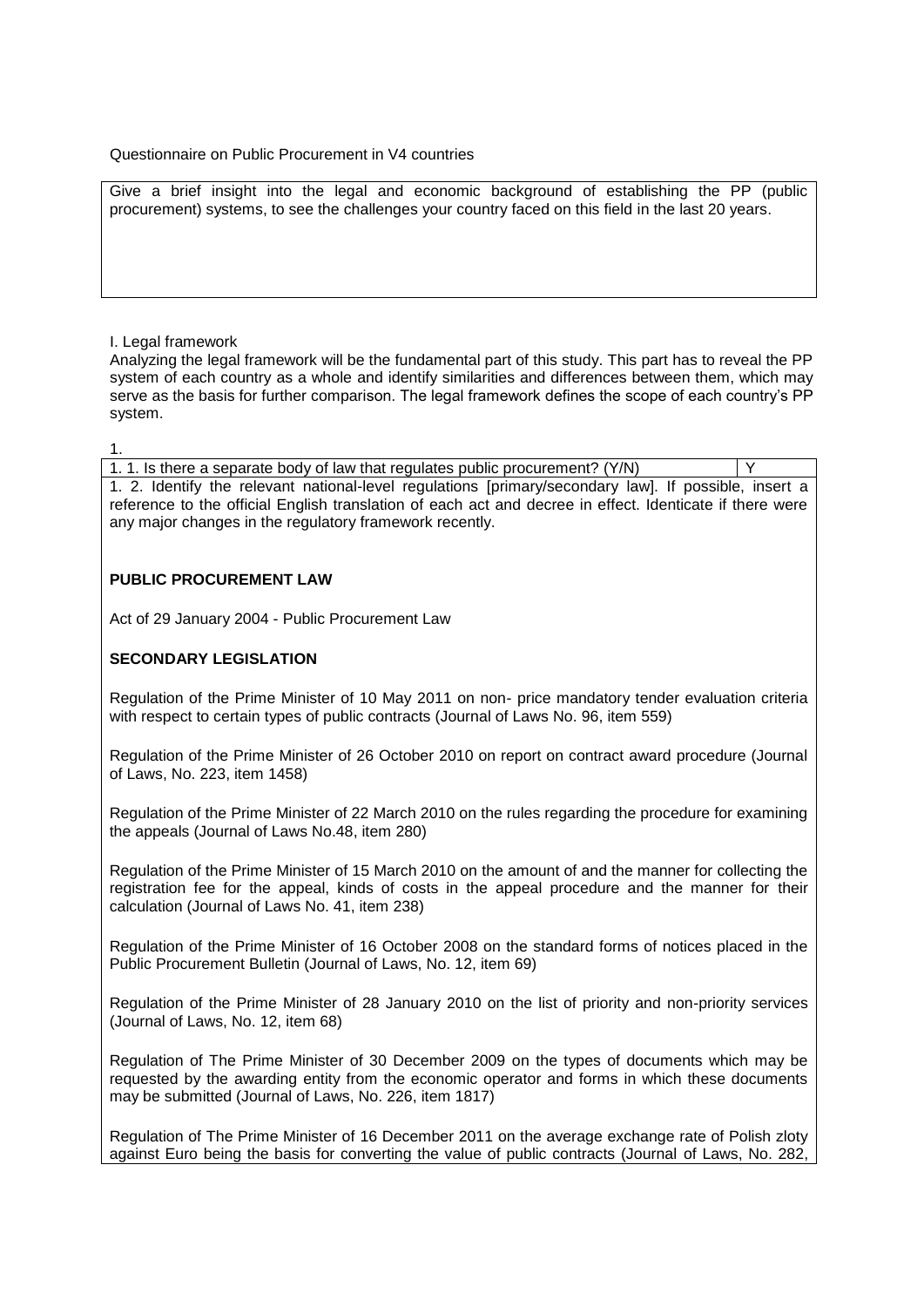Questionnaire on Public Procurement in V4 countries

| Give a brief insight into the legal and economic background of establishing the PP (public procurement) systems, to see the challenges your country faced on this field in the last 20 years. |
| --- |

I. Legal framework

Analyzing the legal framework will be the fundamental part of this study. This part has to reveal the PP system of each country as a whole and identify similarities and differences between them, which may serve as the basis for further comparison. The legal framework defines the scope of each country's PP system.

1.

| 1. 1. Is there a separate body of law that regulates public procurement? (Y/N) | Y |
| --- | --- |
| 1. 2. Identify the relevant national-level regulations [primary/secondary law]. If possible, insert a reference to the official English translation of each act and decree in effect. Identicate if there were any major changes in the regulatory framework recently. | |

**PUBLIC PROCUREMENT LAW**

Act of 29 January 2004 - Public Procurement Law

**SECONDARY LEGISLATION**

Regulation of the Prime Minister of 10 May 2011 on non- price mandatory tender evaluation criteria with respect to certain types of public contracts (Journal of Laws No. 96, item 559)

Regulation of the Prime Minister of 26 October 2010 on report on contract award procedure (Journal of Laws, No. 223, item 1458)

Regulation of the Prime Minister of 22 March 2010 on the rules regarding the procedure for examining the appeals (Journal of Laws No.48, item 280)

Regulation of the Prime Minister of 15 March 2010 on the amount of and the manner for collecting the registration fee for the appeal, kinds of costs in the appeal procedure and the manner for their calculation (Journal of Laws No. 41, item 238)

Regulation of the Prime Minister of 16 October 2008 on the standard forms of notices placed in the Public Procurement Bulletin (Journal of Laws, No. 12, item 69)

Regulation of the Prime Minister of 28 January 2010 on the list of priority and non-priority services (Journal of Laws, No. 12, item 68)

Regulation of The Prime Minister of 30 December 2009 on the types of documents which may be requested by the awarding entity from the economic operator and forms in which these documents may be submitted (Journal of Laws, No. 226, item 1817)

Regulation of The Prime Minister of 16 December 2011 on the average exchange rate of Polish zloty against Euro being the basis for converting the value of public contracts (Journal of Laws, No. 282,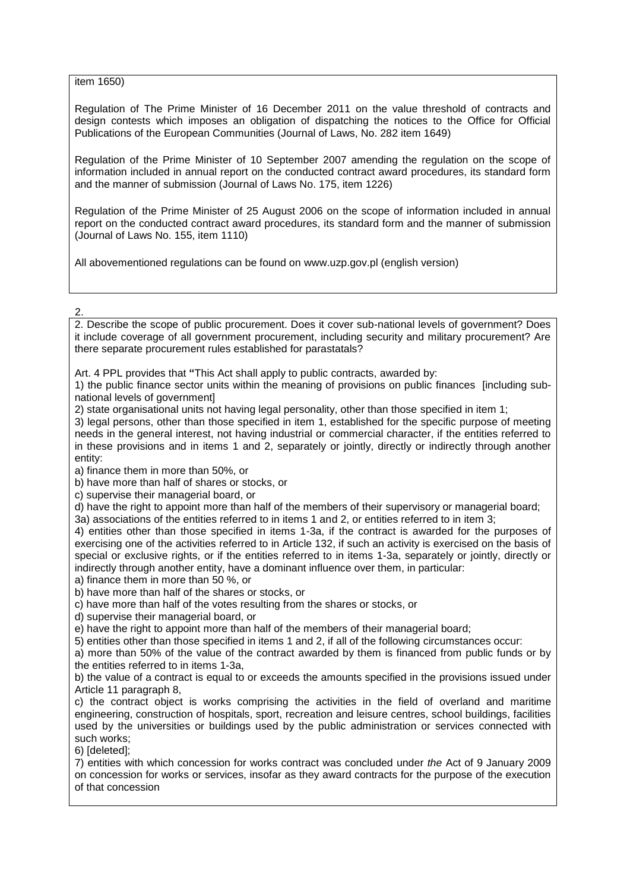item 1650)

Regulation of The Prime Minister of 16 December 2011 on the value threshold of contracts and design contests which imposes an obligation of dispatching the notices to the Office for Official Publications of the European Communities (Journal of Laws, No. 282 item 1649)

Regulation of the Prime Minister of 10 September 2007 amending the regulation on the scope of information included in annual report on the conducted contract award procedures, its standard form and the manner of submission (Journal of Laws No. 175, item 1226)

Regulation of the Prime Minister of 25 August 2006 on the scope of information included in annual report on the conducted contract award procedures, its standard form and the manner of submission (Journal of Laws No. 155, item 1110)

All abovementioned regulations can be found on www.uzp.gov.pl (english version)

2.

2. Describe the scope of public procurement. Does it cover sub-national levels of government? Does it include coverage of all government procurement, including security and military procurement? Are there separate procurement rules established for parastatals?

Art. 4 PPL provides that **"**This Act shall apply to public contracts, awarded by:

1) the public finance sector units within the meaning of provisions on public finances [including sub-national levels of government]
2) state organisational units not having legal personality, other than those specified in item 1;
3) legal persons, other than those specified in item 1, established for the specific purpose of meeting needs in the general interest, not having industrial or commercial character, if the entities referred to in these provisions and in items 1 and 2, separately or jointly, directly or indirectly through another entity:
a) finance them in more than 50%, or
b) have more than half of shares or stocks, or
c) supervise their managerial board, or
d) have the right to appoint more than half of the members of their supervisory or managerial board;
3a) associations of the entities referred to in items 1 and 2, or entities referred to in item 3;
4) entities other than those specified in items 1-3a, if the contract is awarded for the purposes of exercising one of the activities referred to in Article 132, if such an activity is exercised on the basis of special or exclusive rights, or if the entities referred to in items 1-3a, separately or jointly, directly or indirectly through another entity, have a dominant influence over them, in particular:
a) finance them in more than 50 %, or
b) have more than half of the shares or stocks, or
c) have more than half of the votes resulting from the shares or stocks, or
d) supervise their managerial board, or
e) have the right to appoint more than half of the members of their managerial board;
5) entities other than those specified in items 1 and 2, if all of the following circumstances occur:
a) more than 50% of the value of the contract awarded by them is financed from public funds or by the entities referred to in items 1-3a,
b) the value of a contract is equal to or exceeds the amounts specified in the provisions issued under Article 11 paragraph 8,
c) the contract object is works comprising the activities in the field of overland and maritime engineering, construction of hospitals, sport, recreation and leisure centres, school buildings, facilities used by the universities or buildings used by the public administration or services connected with such works;
6) [deleted];
7) entities with which concession for works contract was concluded under *the* Act of 9 January 2009 on concession for works or services, insofar as they award contracts for the purpose of the execution of that concession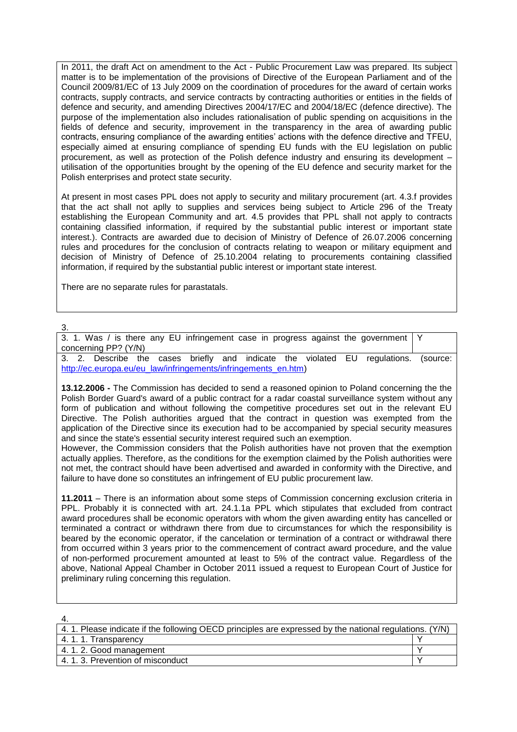In 2011, the draft Act on amendment to the Act - Public Procurement Law was prepared. Its subject matter is to be implementation of the provisions of Directive of the European Parliament and of the Council 2009/81/EC of 13 July 2009 on the coordination of procedures for the award of certain works contracts, supply contracts, and service contracts by contracting authorities or entities in the fields of defence and security, and amending Directives 2004/17/EC and 2004/18/EC (defence directive). The purpose of the implementation also includes rationalisation of public spending on acquisitions in the fields of defence and security, improvement in the transparency in the area of awarding public contracts, ensuring compliance of the awarding entities' actions with the defence directive and TFEU, especially aimed at ensuring compliance of spending EU funds with the EU legislation on public procurement, as well as protection of the Polish defence industry and ensuring its development – utilisation of the opportunities brought by the opening of the EU defence and security market for the Polish enterprises and protect state security.

At present in most cases PPL does not apply to security and military procurement (art. 4.3.f provides that the act shall not aplly to supplies and services being subject to Article 296 of the Treaty establishing the European Community and art. 4.5 provides that PPL shall not apply to contracts containing classified information, if required by the substantial public interest or important state interest.). Contracts are awarded due to decision of Ministry of Defence of 26.07.2006 concerning rules and procedures for the conclusion of contracts relating to weapon or military equipment and decision of Ministry of Defence of 25.10.2004 relating to procurements containing classified information, if required by the substantial public interest or important state interest.

There are no separate rules for parastatals.

3.

| 3. 1. Was / is there any EU infringement case in progress against the government concerning PP? (Y/N) | Y |
|---|---|

3. 2. Describe the cases briefly and indicate the violated EU regulations. (source: http://ec.europa.eu/eu_law/infringements/infringements_en.htm)

**13.12.2006 -** The Commission has decided to send a reasoned opinion to Poland concerning the the Polish Border Guard's award of a public contract for a radar coastal surveillance system without any form of publication and without following the competitive procedures set out in the relevant EU Directive. The Polish authorities argued that the contract in question was exempted from the application of the Directive since its execution had to be accompanied by special security measures and since the state's essential security interest required such an exemption.
However, the Commission considers that the Polish authorities have not proven that the exemption actually applies. Therefore, as the conditions for the exemption claimed by the Polish authorities were not met, the contract should have been advertised and awarded in conformity with the Directive, and failure to have done so constitutes an infringement of EU public procurement law.

**11.2011** – There is an information about some steps of Commission concerning exclusion criteria in PPL. Probably it is connected with art. 24.1.1a PPL which stipulates that excluded from contract award procedures shall be economic operators with whom the given awarding entity has cancelled or terminated a contract or withdrawn there from due to circumstances for which the responsibility is beared by the economic operator, if the cancelation or termination of a contract or withdrawal there from occurred within 3 years prior to the commencement of contract award procedure, and the value of non-performed procurement amounted at least to 5% of the contract value. Regardless of the above, National Appeal Chamber in October 2011 issued a request to European Court of Justice for preliminary ruling concerning this regulation.

4.

| 4. 1. Please indicate if the following OECD principles are expressed by the national regulations. (Y/N) | |
|---|---|
| 4. 1. 1. Transparency | Y |
| 4. 1. 2. Good management | Y |
| 4. 1. 3. Prevention of misconduct | Y |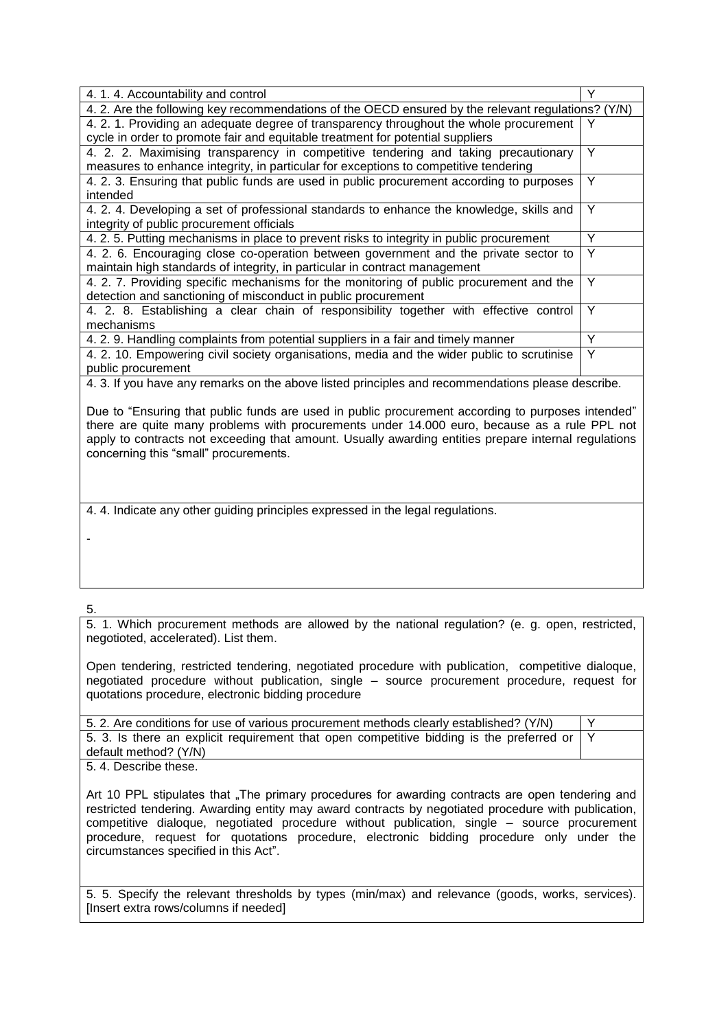| 4. 1. 4. Accountability and control | Y |
|---|---|
| 4. 2. Are the following key recommendations of the OECD ensured by the relevant regulations? (Y/N) | |
| 4. 2. 1. Providing an adequate degree of transparency throughout the whole procurement cycle in order to promote fair and equitable treatment for potential suppliers | Y |
| 4. 2. 2. Maximising transparency in competitive tendering and taking precautionary measures to enhance integrity, in particular for exceptions to competitive tendering | Y |
| 4. 2. 3. Ensuring that public funds are used in public procurement according to purposes intended | Y |
| 4. 2. 4. Developing a set of professional standards to enhance the knowledge, skills and integrity of public procurement officials | Y |
| 4. 2. 5. Putting mechanisms in place to prevent risks to integrity in public procurement | Y |
| 4. 2. 6. Encouraging close co-operation between government and the private sector to maintain high standards of integrity, in particular in contract management | Y |
| 4. 2. 7. Providing specific mechanisms for the monitoring of public procurement and the detection and sanctioning of misconduct in public procurement | Y |
| 4. 2. 8. Establishing a clear chain of responsibility together with effective control mechanisms | Y |
| 4. 2. 9. Handling complaints from potential suppliers in a fair and timely manner | Y |
| 4. 2. 10. Empowering civil society organisations, media and the wider public to scrutinise public procurement | Y |

4. 3. If you have any remarks on the above listed principles and recommendations please describe.

Due to "Ensuring that public funds are used in public procurement according to purposes intended" there are quite many problems with procurements under 14.000 euro, because as a rule PPL not apply to contracts not exceeding that amount. Usually awarding entities prepare internal regulations concerning this "small" procurements.

4. 4. Indicate any other guiding principles expressed in the legal regulations.

-

5.

5. 1. Which procurement methods are allowed by the national regulation? (e. g. open, restricted, negotioted, accelerated). List them.

Open tendering, restricted tendering, negotiated procedure with publication, competitive dialoque, negotiated procedure without publication, single – source procurement procedure, request for quotations procedure, electronic bidding procedure

| 5. 2. Are conditions for use of various procurement methods clearly established? (Y/N) | Y |
|---|---|
| 5. 3. Is there an explicit requirement that open competitive bidding is the preferred or default method? (Y/N) | Y |

5. 4. Describe these.

Art 10 PPL stipulates that „The primary procedures for awarding contracts are open tendering and restricted tendering. Awarding entity may award contracts by negotiated procedure with publication, competitive dialoque, negotiated procedure without publication, single – source procurement procedure, request for quotations procedure, electronic bidding procedure only under the circumstances specified in this Act".

5. 5. Specify the relevant thresholds by types (min/max) and relevance (goods, works, services). [Insert extra rows/columns if needed]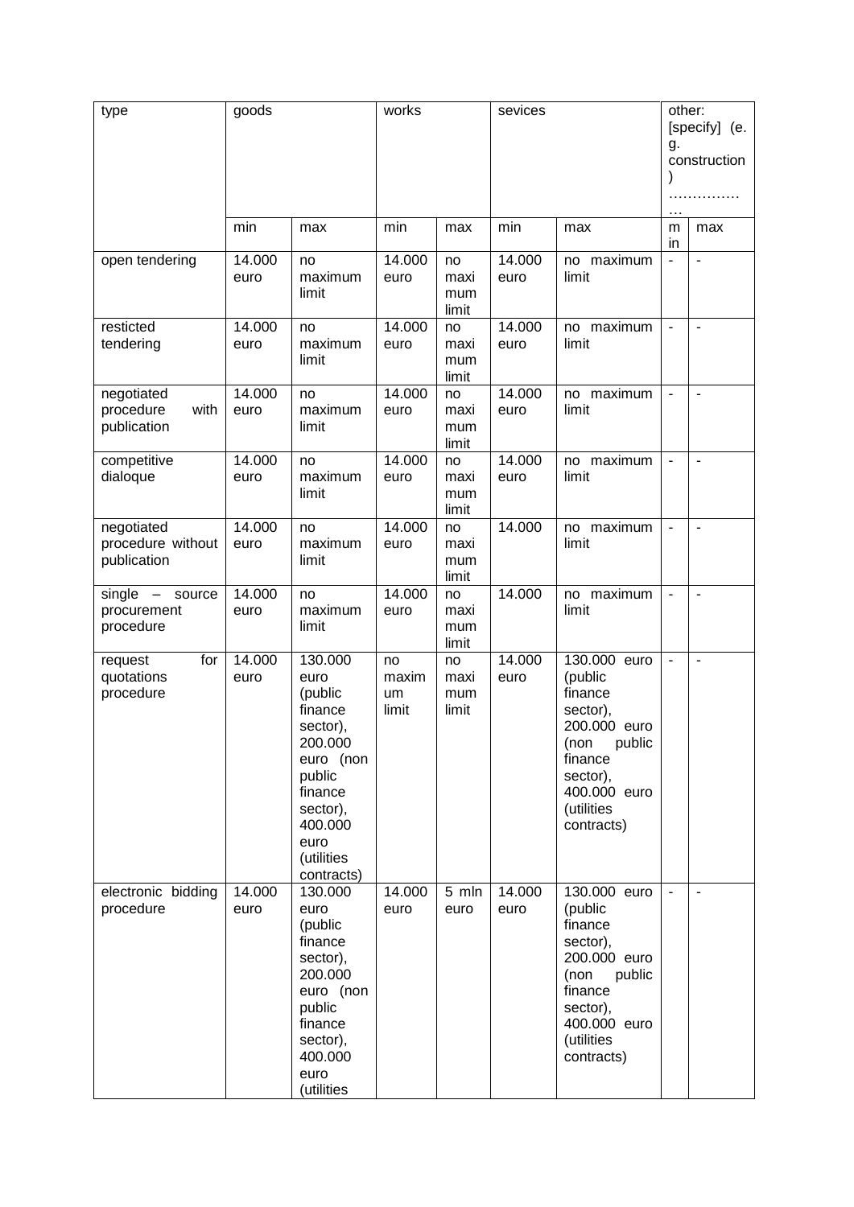| type | goods | | works | | sevices | | other: [specify] (e. g. construction) …………… | |
|---|---|---|---|---|---|---|---|---|
| | min | max | min | max | min | max | min | max |
| open tendering | 14.000 euro | no maximum limit | 14.000 euro | no maximum limit | 14.000 euro | no maximum limit | - | - |
| resticted tendering | 14.000 euro | no maximum limit | 14.000 euro | no maximum limit | 14.000 euro | no maximum limit | - | - |
| negotiated procedure with publication | 14.000 euro | no maximum limit | 14.000 euro | no maximum limit | 14.000 euro | no maximum limit | - | - |
| competitive dialoque | 14.000 euro | no maximum limit | 14.000 euro | no maximum limit | 14.000 euro | no maximum limit | - | - |
| negotiated procedure without publication | 14.000 euro | no maximum limit | 14.000 euro | no maximum limit | 14.000 | no maximum limit | - | - |
| single – source procurement procedure | 14.000 euro | no maximum limit | 14.000 euro | no maximum limit | 14.000 | no maximum limit | - | - |
| request for quotations procedure | 14.000 euro | 130.000 euro (public finance sector), 200.000 euro (non public finance sector), 400.000 euro (utilities contracts) | no maximum limit | no maximum limit | 14.000 euro | 130.000 euro (public finance sector), 200.000 euro (non public finance sector), 400.000 euro (utilities contracts) | - | - |
| electronic bidding procedure | 14.000 euro | 130.000 euro (public finance sector), 200.000 euro (non public finance sector), 400.000 euro (utilities | 14.000 euro | 5 mln euro | 14.000 euro | 130.000 euro (public finance sector), 200.000 euro (non public finance sector), 400.000 euro (utilities contracts) | - | - |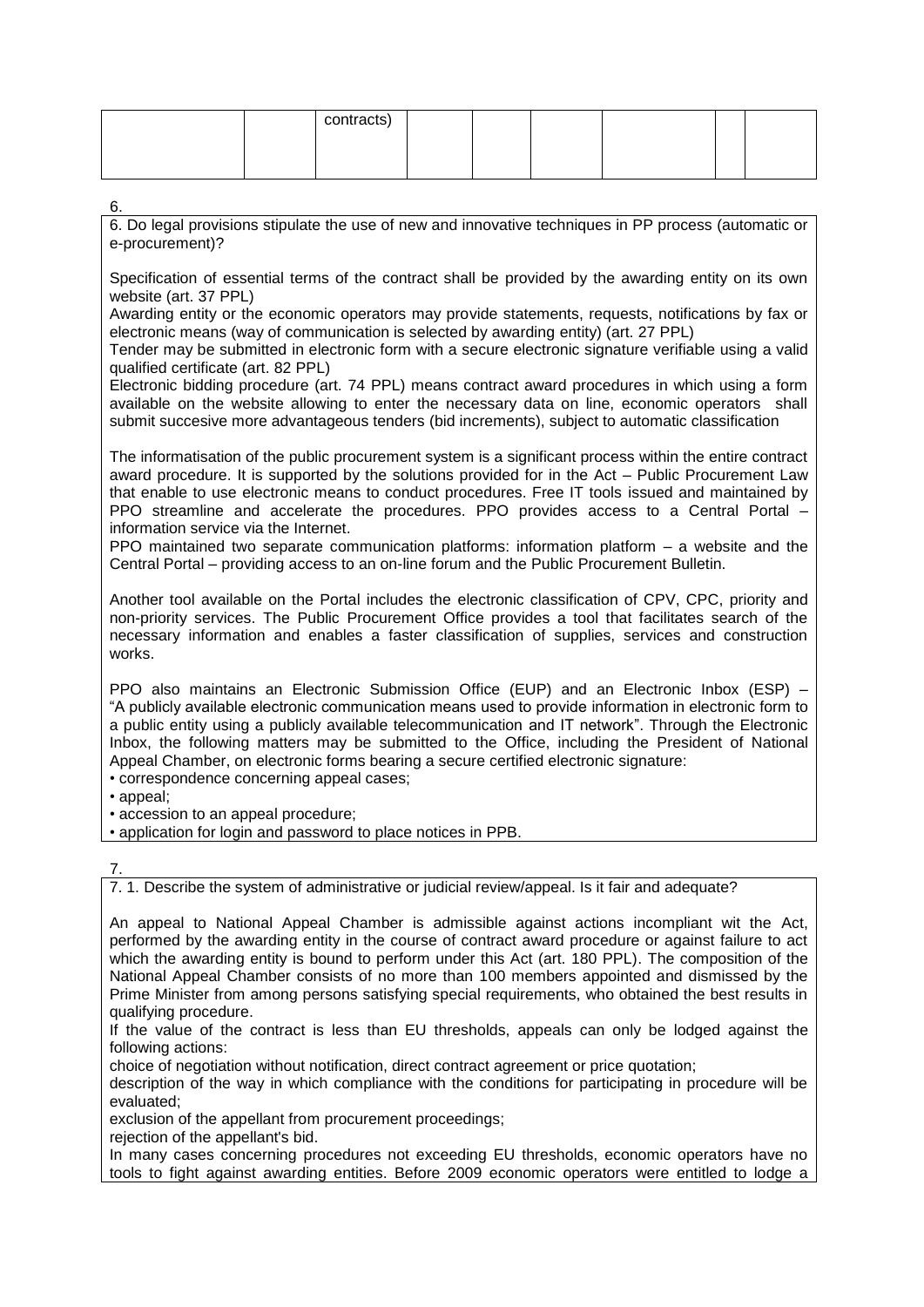| | | contracts) | | | | | | |
|---|---|---|---|---|---|---|---|---|

6.

6. Do legal provisions stipulate the use of new and innovative techniques in PP process (automatic or e-procurement)?

Specification of essential terms of the contract shall be provided by the awarding entity on its own website (art. 37 PPL)
Awarding entity or the economic operators may provide statements, requests, notifications by fax or electronic means (way of communication is selected by awarding entity) (art. 27 PPL)
Tender may be submitted in electronic form with a secure electronic signature verifiable using a valid qualified certificate (art. 82 PPL)
Electronic bidding procedure (art. 74 PPL) means contract award procedures in which using a form available on the website allowing to enter the necessary data on line, economic operators shall submit succesive more advantageous tenders (bid increments), subject to automatic classification

The informatisation of the public procurement system is a significant process within the entire contract award procedure. It is supported by the solutions provided for in the Act – Public Procurement Law that enable to use electronic means to conduct procedures. Free IT tools issued and maintained by PPO streamline and accelerate the procedures. PPO provides access to a Central Portal – information service via the Internet.
PPO maintained two separate communication platforms: information platform – a website and the Central Portal – providing access to an on-line forum and the Public Procurement Bulletin.

Another tool available on the Portal includes the electronic classification of CPV, CPC, priority and non-priority services. The Public Procurement Office provides a tool that facilitates search of the necessary information and enables a faster classification of supplies, services and construction works.

PPO also maintains an Electronic Submission Office (EUP) and an Electronic Inbox (ESP) – "A publicly available electronic communication means used to provide information in electronic form to a public entity using a publicly available telecommunication and IT network". Through the Electronic Inbox, the following matters may be submitted to the Office, including the President of National Appeal Chamber, on electronic forms bearing a secure certified electronic signature:

- correspondence concerning appeal cases;
- appeal;
- accession to an appeal procedure;
- application for login and password to place notices in PPB.

7.

7. 1. Describe the system of administrative or judicial review/appeal. Is it fair and adequate?

An appeal to National Appeal Chamber is admissible against actions incompliant wit the Act, performed by the awarding entity in the course of contract award procedure or against failure to act which the awarding entity is bound to perform under this Act (art. 180 PPL). The composition of the National Appeal Chamber consists of no more than 100 members appointed and dismissed by the Prime Minister from among persons satisfying special requirements, who obtained the best results in qualifying procedure.
If the value of the contract is less than EU thresholds, appeals can only be lodged against the following actions:
choice of negotiation without notification, direct contract agreement or price quotation;
description of the way in which compliance with the conditions for participating in procedure will be evaluated;
exclusion of the appellant from procurement proceedings;
rejection of the appellant's bid.
In many cases concerning procedures not exceeding EU thresholds, economic operators have no tools to fight against awarding entities. Before 2009 economic operators were entitled to lodge a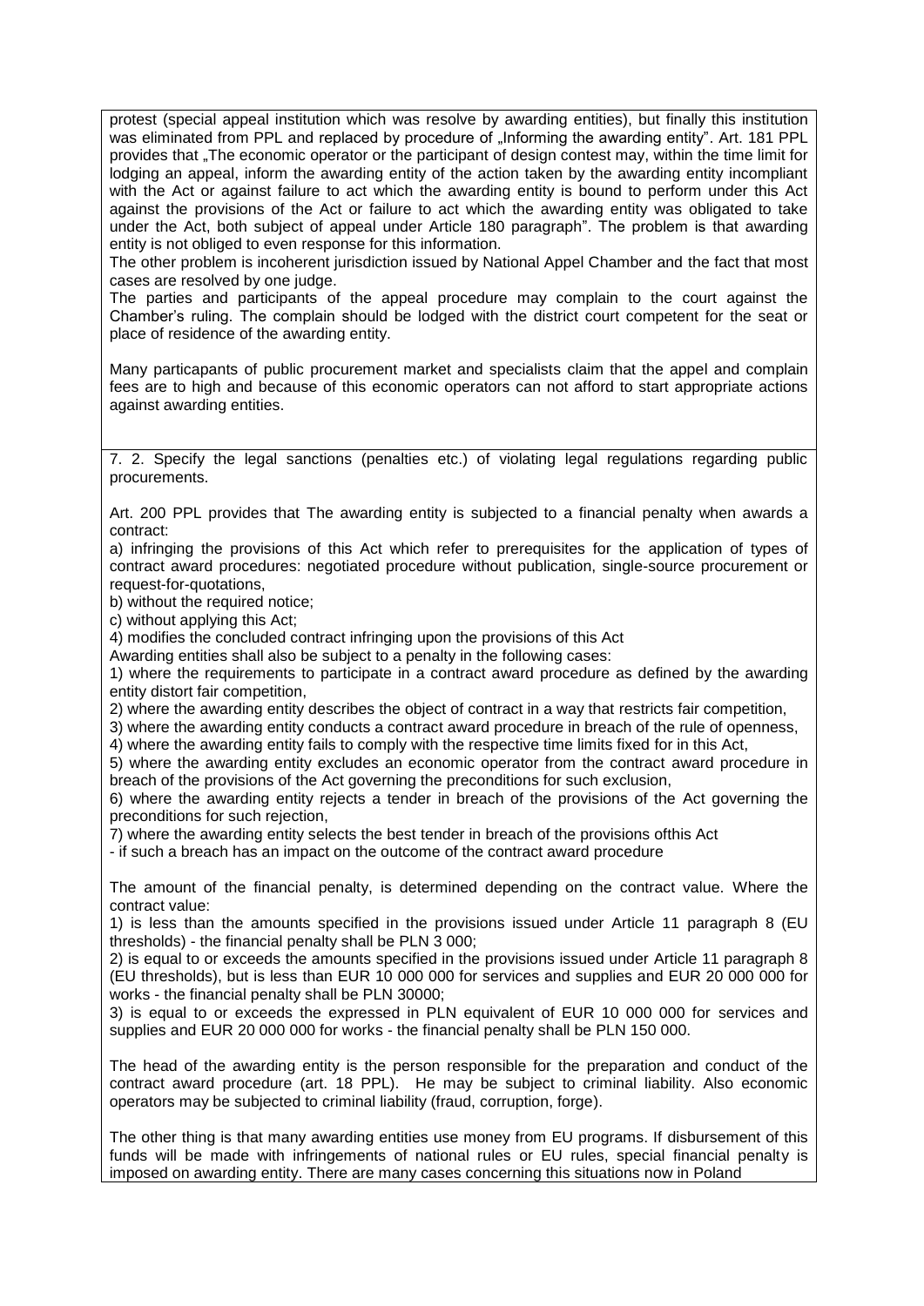protest (special appeal institution which was resolve by awarding entities), but finally this institution was eliminated from PPL and replaced by procedure of „Informing the awarding entity". Art. 181 PPL provides that „The economic operator or the participant of design contest may, within the time limit for lodging an appeal, inform the awarding entity of the action taken by the awarding entity incompliant with the Act or against failure to act which the awarding entity is bound to perform under this Act against the provisions of the Act or failure to act which the awarding entity was obligated to take under the Act, both subject of appeal under Article 180 paragraph". The problem is that awarding entity is not obliged to even response for this information.

The other problem is incoherent jurisdiction issued by National Appel Chamber and the fact that most cases are resolved by one judge.

The parties and participants of the appeal procedure may complain to the court against the Chamber's ruling. The complain should be lodged with the district court competent for the seat or place of residence of the awarding entity.

Many particapants of public procurement market and specialists claim that the appel and complain fees are to high and because of this economic operators can not afford to start appropriate actions against awarding entities.

7. 2. Specify the legal sanctions (penalties etc.) of violating legal regulations regarding public procurements.

Art. 200 PPL provides that The awarding entity is subjected to a financial penalty when awards a contract:

a) infringing the provisions of this Act which refer to prerequisites for the application of types of contract award procedures: negotiated procedure without publication, single-source procurement or request-for-quotations,

b) without the required notice;

c) without applying this Act;

4) modifies the concluded contract infringing upon the provisions of this Act

Awarding entities shall also be subject to a penalty in the following cases:

1) where the requirements to participate in a contract award procedure as defined by the awarding entity distort fair competition,

2) where the awarding entity describes the object of contract in a way that restricts fair competition,

3) where the awarding entity conducts a contract award procedure in breach of the rule of openness,

4) where the awarding entity fails to comply with the respective time limits fixed for in this Act,

5) where the awarding entity excludes an economic operator from the contract award procedure in breach of the provisions of the Act governing the preconditions for such exclusion,

6) where the awarding entity rejects a tender in breach of the provisions of the Act governing the preconditions for such rejection,

7) where the awarding entity selects the best tender in breach of the provisions ofthis Act

- if such a breach has an impact on the outcome of the contract award procedure

The amount of the financial penalty, is determined depending on the contract value. Where the contract value:

1) is less than the amounts specified in the provisions issued under Article 11 paragraph 8 (EU thresholds) - the financial penalty shall be PLN 3 000;

2) is equal to or exceeds the amounts specified in the provisions issued under Article 11 paragraph 8 (EU thresholds), but is less than EUR 10 000 000 for services and supplies and EUR 20 000 000 for works - the financial penalty shall be PLN 30000;

3) is equal to or exceeds the expressed in PLN equivalent of EUR 10 000 000 for services and supplies and EUR 20 000 000 for works - the financial penalty shall be PLN 150 000.

The head of the awarding entity is the person responsible for the preparation and conduct of the contract award procedure (art. 18 PPL). He may be subject to criminal liability. Also economic operators may be subjected to criminal liability (fraud, corruption, forge).

The other thing is that many awarding entities use money from EU programs. If disbursement of this funds will be made with infringements of national rules or EU rules, special financial penalty is imposed on awarding entity. There are many cases concerning this situations now in Poland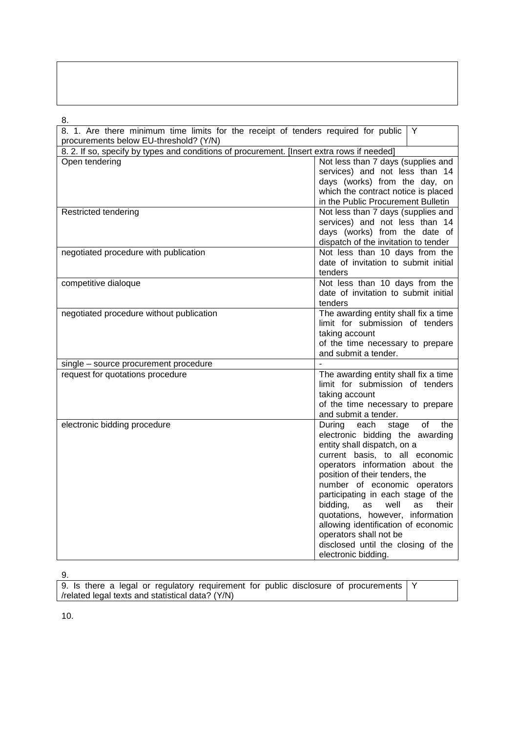8.

| 8. 1. Are there minimum time limits for the receipt of tenders required for public procurements below EU-threshold? (Y/N) | Y |
|---|---|
| 8. 2. If so, specify by types and conditions of procurement. [Insert extra rows if needed] | |
| Open tendering | Not less than 7 days (supplies and services) and not less than 14 days (works) from the day, on which the contract notice is placed in the Public Procurement Bulletin |
| Restricted tendering | Not less than 7 days (supplies and services) and not less than 14 days (works) from the date of dispatch of the invitation to tender |
| negotiated procedure with publication | Not less than 10 days from the date of invitation to submit initial tenders |
| competitive dialoque | Not less than 10 days from the date of invitation to submit initial tenders |
| negotiated procedure without publication | The awarding entity shall fix a time limit for submission of tenders taking account of the time necessary to prepare and submit a tender. |
| single – source procurement procedure | - |
| request for quotations procedure | The awarding entity shall fix a time limit for submission of tenders taking account of the time necessary to prepare and submit a tender. |
| electronic bidding procedure | During each stage of the electronic bidding the awarding entity shall dispatch, on a current basis, to all economic operators information about the position of their tenders, the number of economic operators participating in each stage of the bidding, as well as their quotations, however, information allowing identification of economic operators shall not be disclosed until the closing of the electronic bidding. |

9.

| 9. Is there a legal or regulatory requirement for public disclosure of procurements /related legal texts and statistical data? (Y/N) | Y |
|---|---|

10.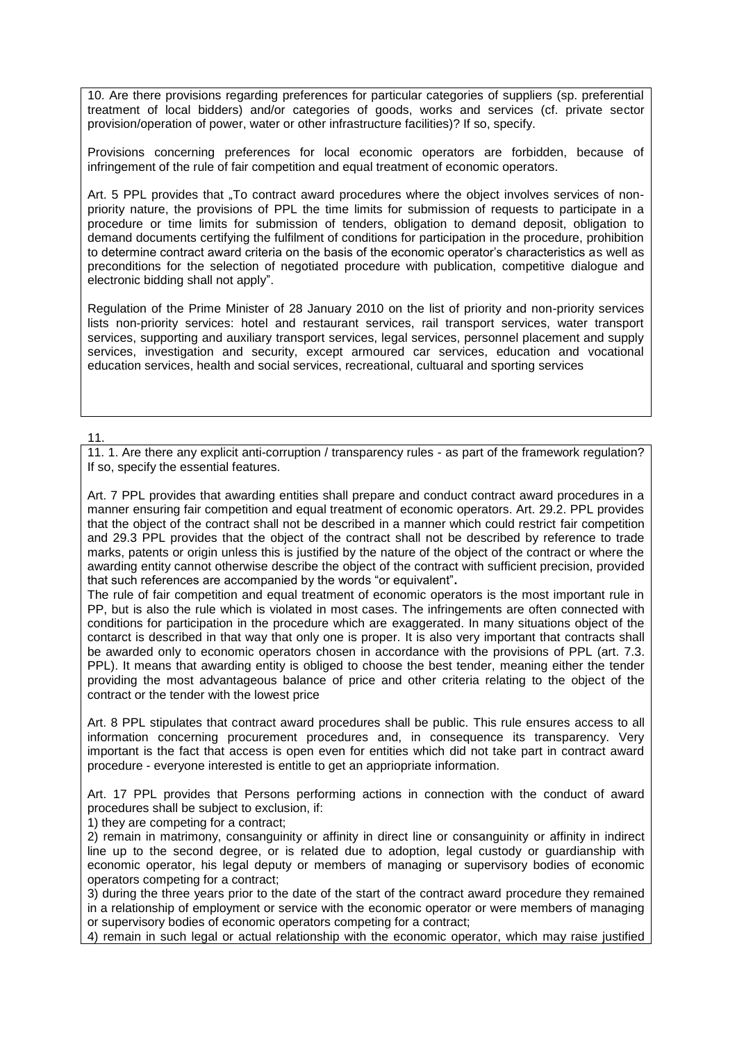10. Are there provisions regarding preferences for particular categories of suppliers (sp. preferential treatment of local bidders) and/or categories of goods, works and services (cf. private sector provision/operation of power, water or other infrastructure facilities)? If so, specify.

Provisions concerning preferences for local economic operators are forbidden, because of infringement of the rule of fair competition and equal treatment of economic operators.

Art. 5 PPL provides that „To contract award procedures where the object involves services of non-priority nature, the provisions of PPL the time limits for submission of requests to participate in a procedure or time limits for submission of tenders, obligation to demand deposit, obligation to demand documents certifying the fulfilment of conditions for participation in the procedure, prohibition to determine contract award criteria on the basis of the economic operator's characteristics as well as preconditions for the selection of negotiated procedure with publication, competitive dialogue and electronic bidding shall not apply".

Regulation of the Prime Minister of 28 January 2010 on the list of priority and non-priority services lists non-priority services: hotel and restaurant services, rail transport services, water transport services, supporting and auxiliary transport services, legal services, personnel placement and supply services, investigation and security, except armoured car services, education and vocational education services, health and social services, recreational, cultuaral and sporting services

11.

11. 1. Are there any explicit anti-corruption / transparency rules - as part of the framework regulation? If so, specify the essential features.

Art. 7 PPL provides that awarding entities shall prepare and conduct contract award procedures in a manner ensuring fair competition and equal treatment of economic operators. Art. 29.2. PPL provides that the object of the contract shall not be described in a manner which could restrict fair competition and 29.3 PPL provides that the object of the contract shall not be described by reference to trade marks, patents or origin unless this is justified by the nature of the object of the contract or where the awarding entity cannot otherwise describe the object of the contract with sufficient precision, provided that such references are accompanied by the words "or equivalent".

The rule of fair competition and equal treatment of economic operators is the most important rule in PP, but is also the rule which is violated in most cases. The infringements are often connected with conditions for participation in the procedure which are exaggerated. In many situations object of the contarct is described in that way that only one is proper. It is also very important that contracts shall be awarded only to economic operators chosen in accordance with the provisions of PPL (art. 7.3. PPL). It means that awarding entity is obliged to choose the best tender, meaning either the tender providing the most advantageous balance of price and other criteria relating to the object of the contract or the tender with the lowest price

Art. 8 PPL stipulates that contract award procedures shall be public. This rule ensures access to all information concerning procurement procedures and, in consequence its transparency. Very important is the fact that access is open even for entities which did not take part in contract award procedure - everyone interested is entitle to get an appriopriate information.

Art. 17 PPL provides that Persons performing actions in connection with the conduct of award procedures shall be subject to exclusion, if:

1) they are competing for a contract;

2) remain in matrimony, consanguinity or affinity in direct line or consanguinity or affinity in indirect line up to the second degree, or is related due to adoption, legal custody or guardianship with economic operator, his legal deputy or members of managing or supervisory bodies of economic operators competing for a contract;

3) during the three years prior to the date of the start of the contract award procedure they remained in a relationship of employment or service with the economic operator or were members of managing or supervisory bodies of economic operators competing for a contract;

4) remain in such legal or actual relationship with the economic operator, which may raise justified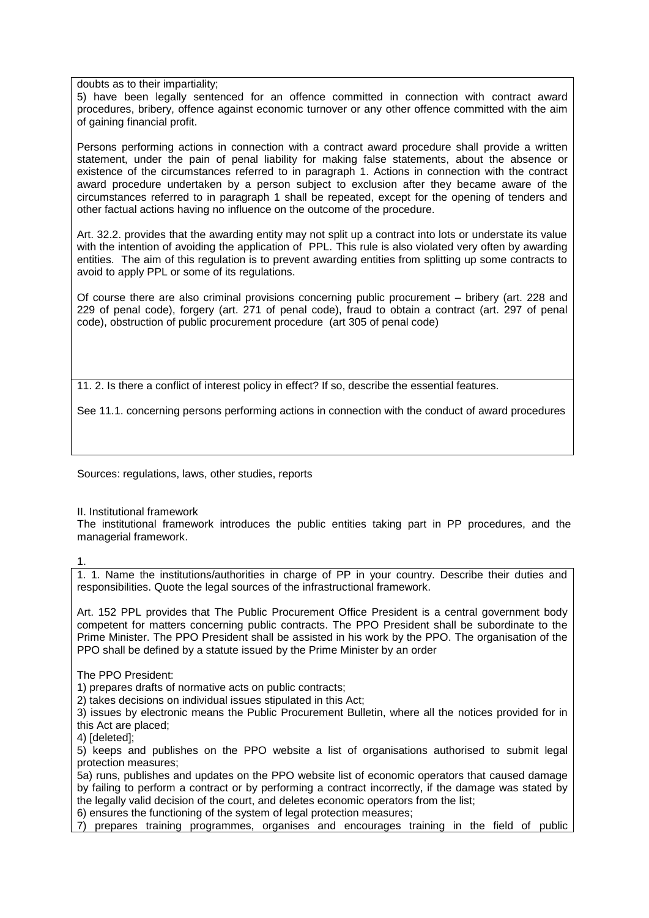doubts as to their impartiality;

5) have been legally sentenced for an offence committed in connection with contract award procedures, bribery, offence against economic turnover or any other offence committed with the aim of gaining financial profit.

Persons performing actions in connection with a contract award procedure shall provide a written statement, under the pain of penal liability for making false statements, about the absence or existence of the circumstances referred to in paragraph 1. Actions in connection with the contract award procedure undertaken by a person subject to exclusion after they became aware of the circumstances referred to in paragraph 1 shall be repeated, except for the opening of tenders and other factual actions having no influence on the outcome of the procedure.

Art. 32.2. provides that the awarding entity may not split up a contract into lots or understate its value with the intention of avoiding the application of PPL. This rule is also violated very often by awarding entities. The aim of this regulation is to prevent awarding entities from splitting up some contracts to avoid to apply PPL or some of its regulations.

Of course there are also criminal provisions concerning public procurement – bribery (art. 228 and 229 of penal code), forgery (art. 271 of penal code), fraud to obtain a contract (art. 297 of penal code), obstruction of public procurement procedure (art 305 of penal code)

11. 2. Is there a conflict of interest policy in effect? If so, describe the essential features.

See 11.1. concerning persons performing actions in connection with the conduct of award procedures

Sources: regulations, laws, other studies, reports

## II. Institutional framework

The institutional framework introduces the public entities taking part in PP procedures, and the managerial framework.

1.

1. 1. Name the institutions/authorities in charge of PP in your country. Describe their duties and responsibilities. Quote the legal sources of the infrastructural framework.

Art. 152 PPL provides that The Public Procurement Office President is a central government body competent for matters concerning public contracts. The PPO President shall be subordinate to the Prime Minister. The PPO President shall be assisted in his work by the PPO. The organisation of the PPO shall be defined by a statute issued by the Prime Minister by an order

The PPO President:

1) prepares drafts of normative acts on public contracts;

2) takes decisions on individual issues stipulated in this Act;

3) issues by electronic means the Public Procurement Bulletin, where all the notices provided for in this Act are placed;

4) [deleted];

5) keeps and publishes on the PPO website a list of organisations authorised to submit legal protection measures;

5a) runs, publishes and updates on the PPO website list of economic operators that caused damage by failing to perform a contract or by performing a contract incorrectly, if the damage was stated by the legally valid decision of the court, and deletes economic operators from the list;

6) ensures the functioning of the system of legal protection measures;

7) prepares training programmes, organises and encourages training in the field of public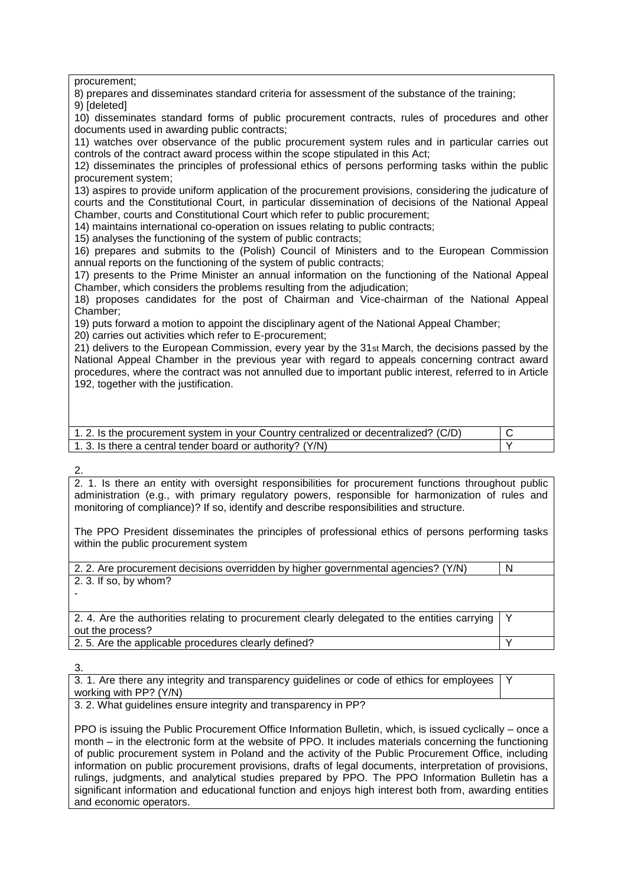procurement;

8) prepares and disseminates standard criteria for assessment of the substance of the training;

9) [deleted]

10) disseminates standard forms of public procurement contracts, rules of procedures and other documents used in awarding public contracts;

11) watches over observance of the public procurement system rules and in particular carries out controls of the contract award process within the scope stipulated in this Act;

12) disseminates the principles of professional ethics of persons performing tasks within the public procurement system;

13) aspires to provide uniform application of the procurement provisions, considering the judicature of courts and the Constitutional Court, in particular dissemination of decisions of the National Appeal Chamber, courts and Constitutional Court which refer to public procurement;

14) maintains international co-operation on issues relating to public contracts;

15) analyses the functioning of the system of public contracts;

16) prepares and submits to the (Polish) Council of Ministers and to the European Commission annual reports on the functioning of the system of public contracts;

17) presents to the Prime Minister an annual information on the functioning of the National Appeal Chamber, which considers the problems resulting from the adjudication;

18) proposes candidates for the post of Chairman and Vice-chairman of the National Appeal Chamber;

19) puts forward a motion to appoint the disciplinary agent of the National Appeal Chamber;

20) carries out activities which refer to E-procurement;

21) delivers to the European Commission, every year by the 31st March, the decisions passed by the National Appeal Chamber in the previous year with regard to appeals concerning contract award procedures, where the contract was not annulled due to important public interest, referred to in Article 192, together with the justification.

| | |
|---|---|
| 1. 2. Is the procurement system in your Country centralized or decentralized? (C/D) | C |
| 1. 3. Is there a central tender board or authority? (Y/N) | Y |

2.

2. 1. Is there an entity with oversight responsibilities for procurement functions throughout public administration (e.g., with primary regulatory powers, responsible for harmonization of rules and monitoring of compliance)? If so, identify and describe responsibilities and structure.

The PPO President disseminates the principles of professional ethics of persons performing tasks within the public procurement system

| | |
|---|---|
| 2. 2. Are procurement decisions overridden by higher governmental agencies? (Y/N) | N |
| 2. 3. If so, by whom?<br>- | |
| 2. 4. Are the authorities relating to procurement clearly delegated to the entities carrying out the process? | Y |
| 2. 5. Are the applicable procedures clearly defined? | Y |

3.

| | |
|---|---|
| 3. 1. Are there any integrity and transparency guidelines or code of ethics for employees working with PP? (Y/N) | Y |

3. 2. What guidelines ensure integrity and transparency in PP?

PPO is issuing the Public Procurement Office Information Bulletin, which, is issued cyclically – once a month – in the electronic form at the website of PPO. It includes materials concerning the functioning of public procurement system in Poland and the activity of the Public Procurement Office, including information on public procurement provisions, drafts of legal documents, interpretation of provisions, rulings, judgments, and analytical studies prepared by PPO. The PPO Information Bulletin has a significant information and educational function and enjoys high interest both from, awarding entities and economic operators.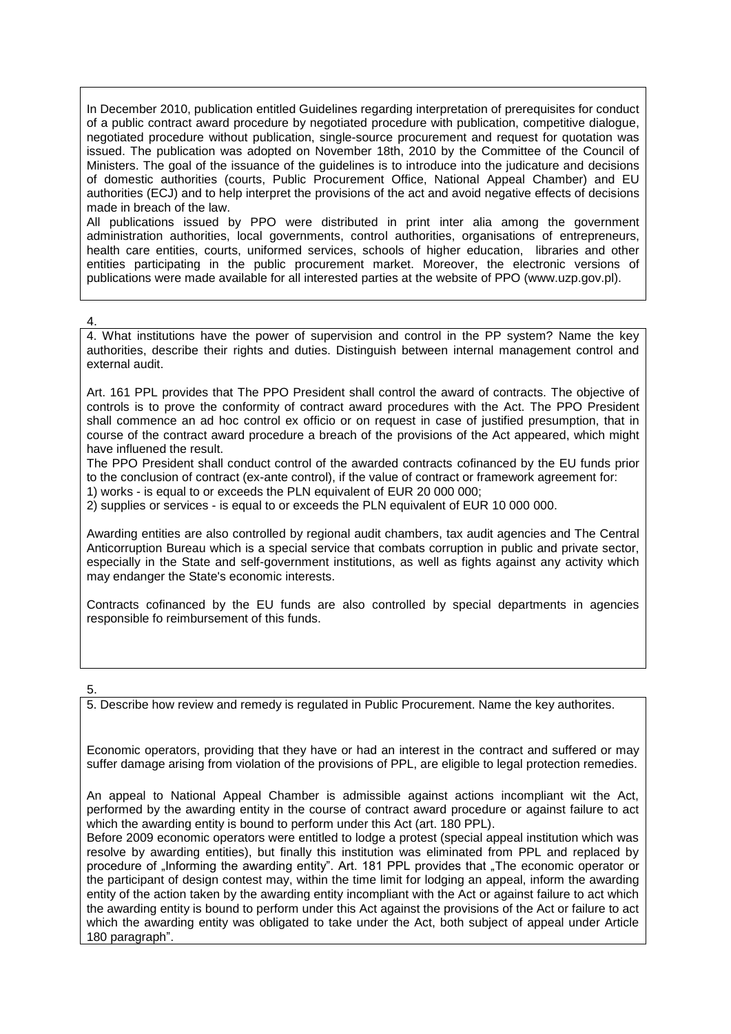In December 2010, publication entitled Guidelines regarding interpretation of prerequisites for conduct of a public contract award procedure by negotiated procedure with publication, competitive dialogue, negotiated procedure without publication, single-source procurement and request for quotation was issued. The publication was adopted on November 18th, 2010 by the Committee of the Council of Ministers. The goal of the issuance of the guidelines is to introduce into the judicature and decisions of domestic authorities (courts, Public Procurement Office, National Appeal Chamber) and EU authorities (ECJ) and to help interpret the provisions of the act and avoid negative effects of decisions made in breach of the law.

All publications issued by PPO were distributed in print inter alia among the government administration authorities, local governments, control authorities, organisations of entrepreneurs, health care entities, courts, uniformed services, schools of higher education, libraries and other entities participating in the public procurement market. Moreover, the electronic versions of publications were made available for all interested parties at the website of PPO (www.uzp.gov.pl).

4.

4. What institutions have the power of supervision and control in the PP system? Name the key authorities, describe their rights and duties. Distinguish between internal management control and external audit.

Art. 161 PPL provides that The PPO President shall control the award of contracts. The objective of controls is to prove the conformity of contract award procedures with the Act. The PPO President shall commence an ad hoc control ex officio or on request in case of justified presumption, that in course of the contract award procedure a breach of the provisions of the Act appeared, which might have influened the result.

The PPO President shall conduct control of the awarded contracts cofinanced by the EU funds prior to the conclusion of contract (ex-ante control), if the value of contract or framework agreement for:

1) works - is equal to or exceeds the PLN equivalent of EUR 20 000 000;

2) supplies or services - is equal to or exceeds the PLN equivalent of EUR 10 000 000.

Awarding entities are also controlled by regional audit chambers, tax audit agencies and The Central Anticorruption Bureau which is a special service that combats corruption in public and private sector, especially in the State and self-government institutions, as well as fights against any activity which may endanger the State's economic interests.

Contracts cofinanced by the EU funds are also controlled by special departments in agencies responsible fo reimbursement of this funds.

5.

5. Describe how review and remedy is regulated in Public Procurement. Name the key authorites.

Economic operators, providing that they have or had an interest in the contract and suffered or may suffer damage arising from violation of the provisions of PPL, are eligible to legal protection remedies.

An appeal to National Appeal Chamber is admissible against actions incompliant wit the Act, performed by the awarding entity in the course of contract award procedure or against failure to act which the awarding entity is bound to perform under this Act (art. 180 PPL).

Before 2009 economic operators were entitled to lodge a protest (special appeal institution which was resolve by awarding entities), but finally this institution was eliminated from PPL and replaced by procedure of „Informing the awarding entity". Art. 181 PPL provides that „The economic operator or the participant of design contest may, within the time limit for lodging an appeal, inform the awarding entity of the action taken by the awarding entity incompliant with the Act or against failure to act which the awarding entity is bound to perform under this Act against the provisions of the Act or failure to act which the awarding entity was obligated to take under the Act, both subject of appeal under Article 180 paragraph".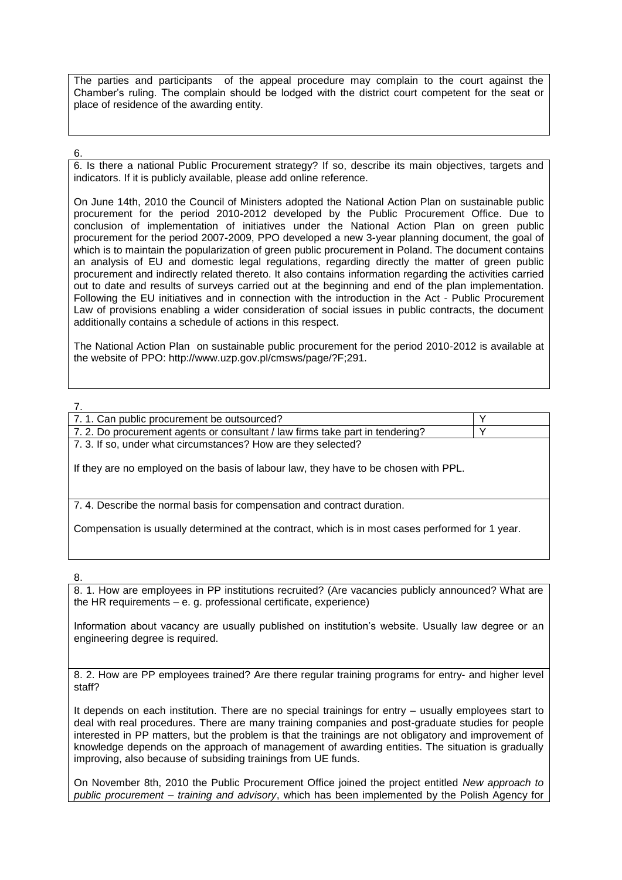The parties and participants of the appeal procedure may complain to the court against the Chamber's ruling. The complain should be lodged with the district court competent for the seat or place of residence of the awarding entity.

6.

6. Is there a national Public Procurement strategy? If so, describe its main objectives, targets and indicators. If it is publicly available, please add online reference.

On June 14th, 2010 the Council of Ministers adopted the National Action Plan on sustainable public procurement for the period 2010-2012 developed by the Public Procurement Office. Due to conclusion of implementation of initiatives under the National Action Plan on green public procurement for the period 2007-2009, PPO developed a new 3-year planning document, the goal of which is to maintain the popularization of green public procurement in Poland. The document contains an analysis of EU and domestic legal regulations, regarding directly the matter of green public procurement and indirectly related thereto. It also contains information regarding the activities carried out to date and results of surveys carried out at the beginning and end of the plan implementation. Following the EU initiatives and in connection with the introduction in the Act - Public Procurement Law of provisions enabling a wider consideration of social issues in public contracts, the document additionally contains a schedule of actions in this respect.

The National Action Plan on sustainable public procurement for the period 2010-2012 is available at the website of PPO: http://www.uzp.gov.pl/cmsws/page/?F;291.

7.

| 7. 1. Can public procurement be outsourced? | Y |
|---|---|
| 7. 2. Do procurement agents or consultant / law firms take part in tendering? | Y |

7. 3. If so, under what circumstances? How are they selected?

If they are no employed on the basis of labour law, they have to be chosen with PPL.

7. 4. Describe the normal basis for compensation and contract duration.

Compensation is usually determined at the contract, which is in most cases performed for 1 year.

8.

8. 1. How are employees in PP institutions recruited? (Are vacancies publicly announced? What are the HR requirements – e. g. professional certificate, experience)

Information about vacancy are usually published on institution's website. Usually law degree or an engineering degree is required.

8. 2. How are PP employees trained? Are there regular training programs for entry- and higher level staff?

It depends on each institution. There are no special trainings for entry – usually employees start to deal with real procedures. There are many training companies and post-graduate studies for people interested in PP matters, but the problem is that the trainings are not obligatory and improvement of knowledge depends on the approach of management of awarding entities. The situation is gradually improving, also because of subsiding trainings from UE funds.

On November 8th, 2010 the Public Procurement Office joined the project entitled *New approach to public procurement – training and advisory*, which has been implemented by the Polish Agency for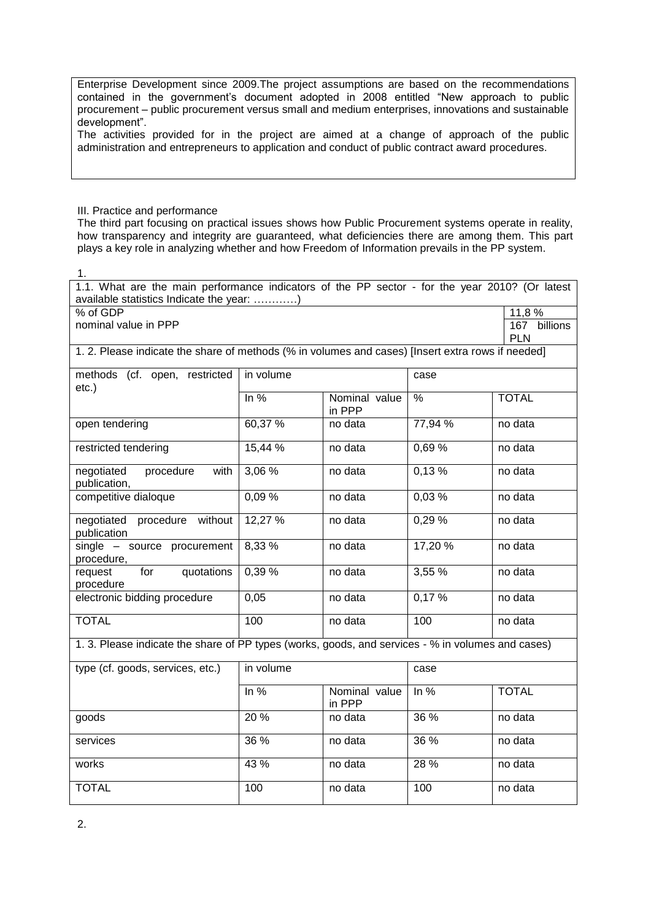Enterprise Development since 2009.The project assumptions are based on the recommendations contained in the government's document adopted in 2008 entitled "New approach to public procurement – public procurement versus small and medium enterprises, innovations and sustainable development".

The activities provided for in the project are aimed at a change of approach of the public administration and entrepreneurs to application and conduct of public contract award procedures.

III. Practice and performance

The third part focusing on practical issues shows how Public Procurement systems operate in reality, how transparency and integrity are guaranteed, what deficiencies there are among them. This part plays a key role in analyzing whether and how Freedom of Information prevails in the PP system.

1.

| 1.1. What are the main performance indicators of the PP sector - for the year 2010? (Or latest available statistics Indicate the year: …………) | |
|---|---|
| % of GDP | 11,8 % |
| nominal value in PPP | 167 billions PLN |

1. 2. Please indicate the share of methods (% in volumes and cases) [Insert extra rows if needed]

| methods (cf. open, restricted etc.) | in volume | | case | |
|---|---|---|---|---|
| | In % | Nominal value in PPP | % | TOTAL |
| open tendering | 60,37 % | no data | 77,94 % | no data |
| restricted tendering | 15,44 % | no data | 0,69 % | no data |
| negotiated procedure with publication, | 3,06 % | no data | 0,13 % | no data |
| competitive dialoque | 0,09 % | no data | 0,03 % | no data |
| negotiated procedure without publication | 12,27 % | no data | 0,29 % | no data |
| single – source procurement procedure, | 8,33 % | no data | 17,20 % | no data |
| request for quotations procedure | 0,39 % | no data | 3,55 % | no data |
| electronic bidding procedure | 0,05 | no data | 0,17 % | no data |
| TOTAL | 100 | no data | 100 | no data |

1. 3. Please indicate the share of PP types (works, goods, and services - % in volumes and cases)

| type (cf. goods, services, etc.) | in volume | | case | |
|---|---|---|---|---|
| | In % | Nominal value in PPP | In % | TOTAL |
| goods | 20 % | no data | 36 % | no data |
| services | 36 % | no data | 36 % | no data |
| works | 43 % | no data | 28 % | no data |
| TOTAL | 100 | no data | 100 | no data |

2.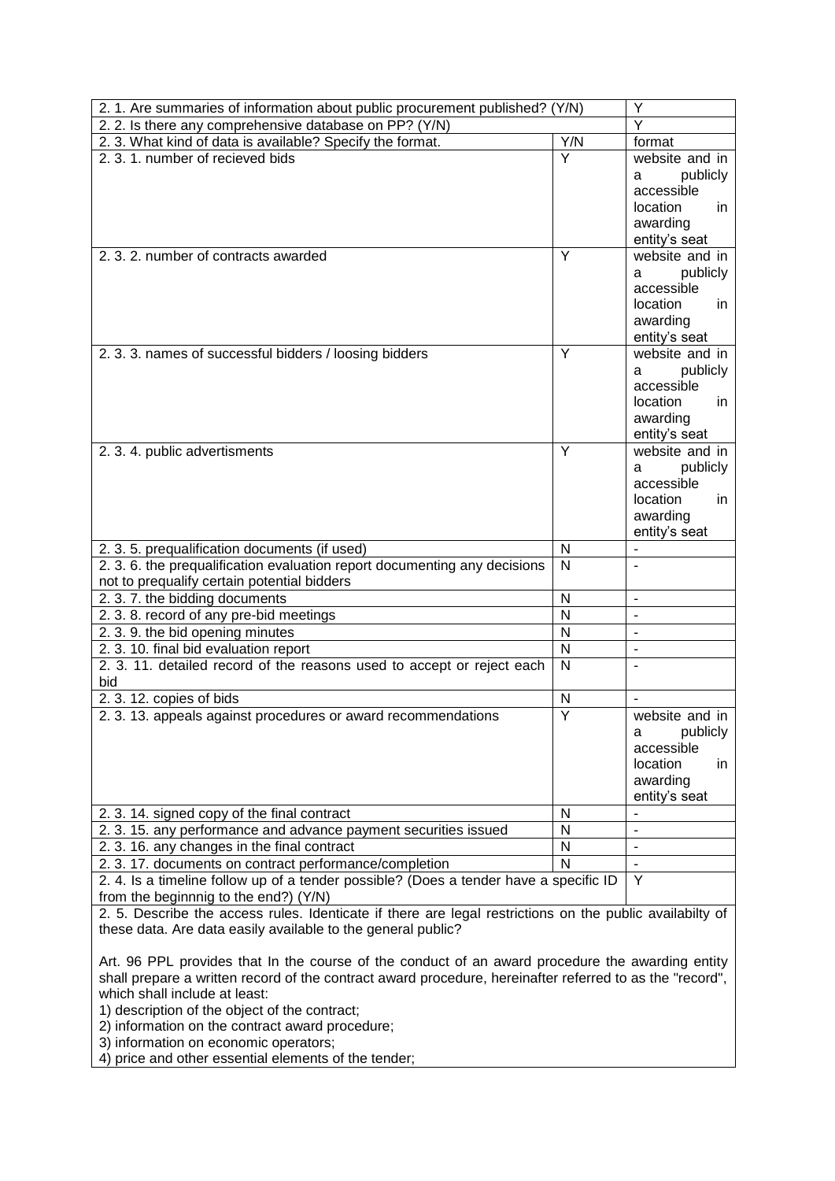| 2. 1. Are summaries of information about public procurement published? (Y/N) | | Y |
|---|---|---|
| 2. 2. Is there any comprehensive database on PP? (Y/N) | | Y |
| 2. 3. What kind of data is available? Specify the format. | Y/N | format |
| 2. 3. 1. number of recieved bids | Y | website and in a publicly accessible location in awarding entity's seat |
| 2. 3. 2. number of contracts awarded | Y | website and in a publicly accessible location in awarding entity's seat |
| 2. 3. 3. names of successful bidders / loosing bidders | Y | website and in a publicly accessible location in awarding entity's seat |
| 2. 3. 4. public advertisments | Y | website and in a publicly accessible location in awarding entity's seat |
| 2. 3. 5. prequalification documents (if used) | N | - |
| 2. 3. 6. the prequalification evaluation report documenting any decisions not to prequalify certain potential bidders | N | - |
| 2. 3. 7. the bidding documents | N | - |
| 2. 3. 8. record of any pre-bid meetings | N | - |
| 2. 3. 9. the bid opening minutes | N | - |
| 2. 3. 10. final bid evaluation report | N | - |
| 2. 3. 11. detailed record of the reasons used to accept or reject each bid | N | - |
| 2. 3. 12. copies of bids | N | - |
| 2. 3. 13. appeals against procedures or award recommendations | Y | website and in a publicly accessible location in awarding entity's seat |
| 2. 3. 14. signed copy of the final contract | N | - |
| 2. 3. 15. any performance and advance payment securities issued | N | - |
| 2. 3. 16. any changes in the final contract | N | - |
| 2. 3. 17. documents on contract performance/completion | N | - |
| 2. 4. Is a timeline follow up of a tender possible? (Does a tender have a specific ID from the beginnnig to the end?) (Y/N) | | Y |

2. 5. Describe the access rules. Identicate if there are legal restrictions on the public availabilty of these data. Are data easily available to the general public?

Art. 96 PPL provides that In the course of the conduct of an award procedure the awarding entity shall prepare a written record of the contract award procedure, hereinafter referred to as the "record", which shall include at least:

1) description of the object of the contract;
2) information on the contract award procedure;
3) information on economic operators;
4) price and other essential elements of the tender;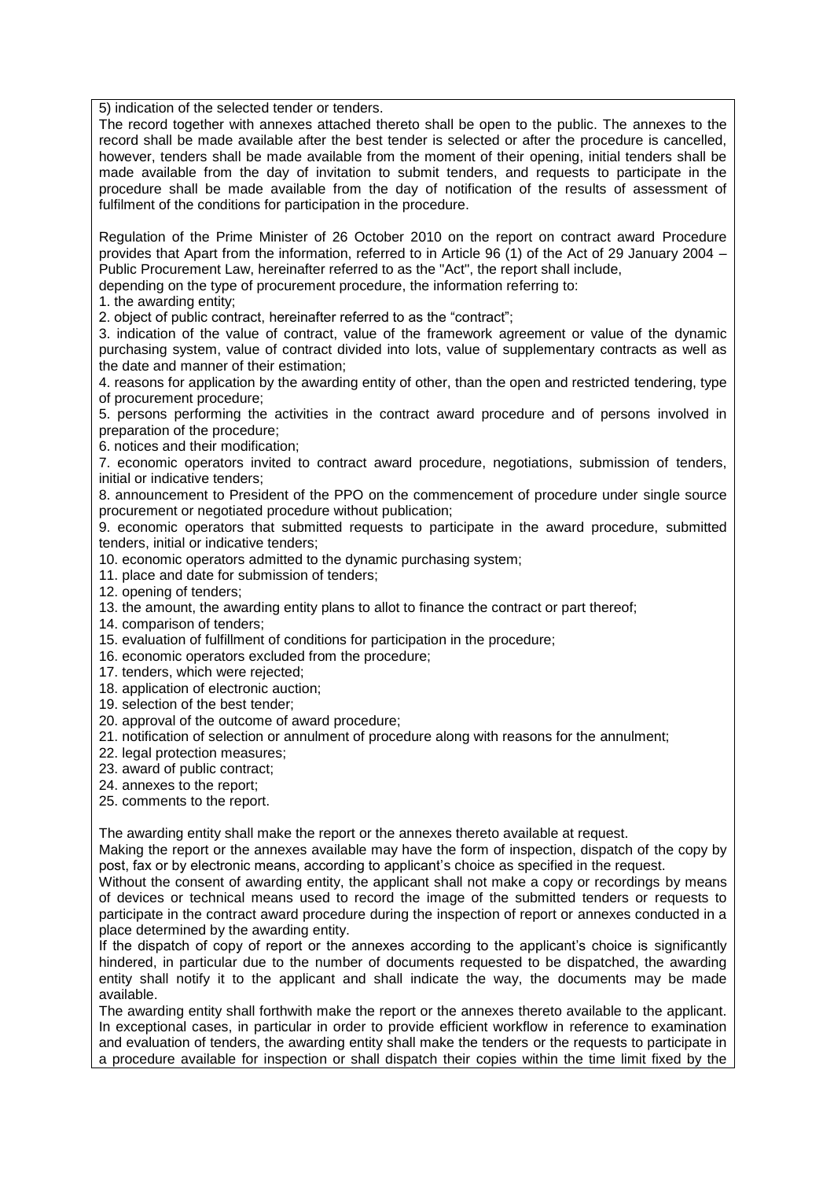5) indication of the selected tender or tenders.

The record together with annexes attached thereto shall be open to the public. The annexes to the record shall be made available after the best tender is selected or after the procedure is cancelled, however, tenders shall be made available from the moment of their opening, initial tenders shall be made available from the day of invitation to submit tenders, and requests to participate in the procedure shall be made available from the day of notification of the results of assessment of fulfilment of the conditions for participation in the procedure.

Regulation of the Prime Minister of 26 October 2010 on the report on contract award Procedure provides that Apart from the information, referred to in Article 96 (1) of the Act of 29 January 2004 – Public Procurement Law, hereinafter referred to as the "Act", the report shall include,
depending on the type of procurement procedure, the information referring to:

1. the awarding entity;
2. object of public contract, hereinafter referred to as the "contract";
3. indication of the value of contract, value of the framework agreement or value of the dynamic purchasing system, value of contract divided into lots, value of supplementary contracts as well as the date and manner of their estimation;
4. reasons for application by the awarding entity of other, than the open and restricted tendering, type of procurement procedure;
5. persons performing the activities in the contract award procedure and of persons involved in preparation of the procedure;
6. notices and their modification;
7. economic operators invited to contract award procedure, negotiations, submission of tenders, initial or indicative tenders;
8. announcement to President of the PPO on the commencement of procedure under single source procurement or negotiated procedure without publication;
9. economic operators that submitted requests to participate in the award procedure, submitted tenders, initial or indicative tenders;
10. economic operators admitted to the dynamic purchasing system;
11. place and date for submission of tenders;
12. opening of tenders;
13. the amount, the awarding entity plans to allot to finance the contract or part thereof;
14. comparison of tenders;
15. evaluation of fulfillment of conditions for participation in the procedure;
16. economic operators excluded from the procedure;
17. tenders, which were rejected;
18. application of electronic auction;
19. selection of the best tender;
20. approval of the outcome of award procedure;
21. notification of selection or annulment of procedure along with reasons for the annulment;
22. legal protection measures;
23. award of public contract;
24. annexes to the report;
25. comments to the report.

The awarding entity shall make the report or the annexes thereto available at request.

Making the report or the annexes available may have the form of inspection, dispatch of the copy by post, fax or by electronic means, according to applicant's choice as specified in the request.

Without the consent of awarding entity, the applicant shall not make a copy or recordings by means of devices or technical means used to record the image of the submitted tenders or requests to participate in the contract award procedure during the inspection of report or annexes conducted in a place determined by the awarding entity.

If the dispatch of copy of report or the annexes according to the applicant's choice is significantly hindered, in particular due to the number of documents requested to be dispatched, the awarding entity shall notify it to the applicant and shall indicate the way, the documents may be made available.

The awarding entity shall forthwith make the report or the annexes thereto available to the applicant. In exceptional cases, in particular in order to provide efficient workflow in reference to examination and evaluation of tenders, the awarding entity shall make the tenders or the requests to participate in a procedure available for inspection or shall dispatch their copies within the time limit fixed by the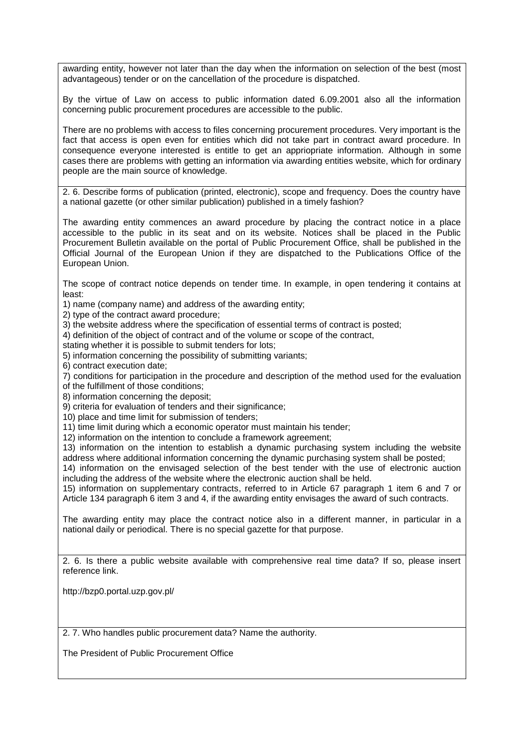awarding entity, however not later than the day when the information on selection of the best (most advantageous) tender or on the cancellation of the procedure is dispatched.

By the virtue of Law on access to public information dated 6.09.2001 also all the information concerning public procurement procedures are accessible to the public.

There are no problems with access to files concerning procurement procedures. Very important is the fact that access is open even for entities which did not take part in contract award procedure. In consequence everyone interested is entitle to get an appriopriate information. Although in some cases there are problems with getting an information via awarding entities website, which for ordinary people are the main source of knowledge.

2. 6. Describe forms of publication (printed, electronic), scope and frequency. Does the country have a national gazette (or other similar publication) published in a timely fashion?

The awarding entity commences an award procedure by placing the contract notice in a place accessible to the public in its seat and on its website. Notices shall be placed in the Public Procurement Bulletin available on the portal of Public Procurement Office, shall be published in the Official Journal of the European Union if they are dispatched to the Publications Office of the European Union.

The scope of contract notice depends on tender time. In example, in open tendering it contains at least:

1) name (company name) and address of the awarding entity;
2) type of the contract award procedure;
3) the website address where the specification of essential terms of contract is posted;
4) definition of the object of contract and of the volume or scope of the contract,
stating whether it is possible to submit tenders for lots;
5) information concerning the possibility of submitting variants;
6) contract execution date;
7) conditions for participation in the procedure and description of the method used for the evaluation of the fulfillment of those conditions;
8) information concerning the deposit;
9) criteria for evaluation of tenders and their significance;
10) place and time limit for submission of tenders;
11) time limit during which a economic operator must maintain his tender;
12) information on the intention to conclude a framework agreement;
13) information on the intention to establish a dynamic purchasing system including the website address where additional information concerning the dynamic purchasing system shall be posted;
14) information on the envisaged selection of the best tender with the use of electronic auction including the address of the website where the electronic auction shall be held.
15) information on supplementary contracts, referred to in Article 67 paragraph 1 item 6 and 7 or Article 134 paragraph 6 item 3 and 4, if the awarding entity envisages the award of such contracts.

The awarding entity may place the contract notice also in a different manner, in particular in a national daily or periodical. There is no special gazette for that purpose.

2. 6. Is there a public website available with comprehensive real time data? If so, please insert reference link.

http://bzp0.portal.uzp.gov.pl/

2. 7. Who handles public procurement data? Name the authority.

The President of Public Procurement Office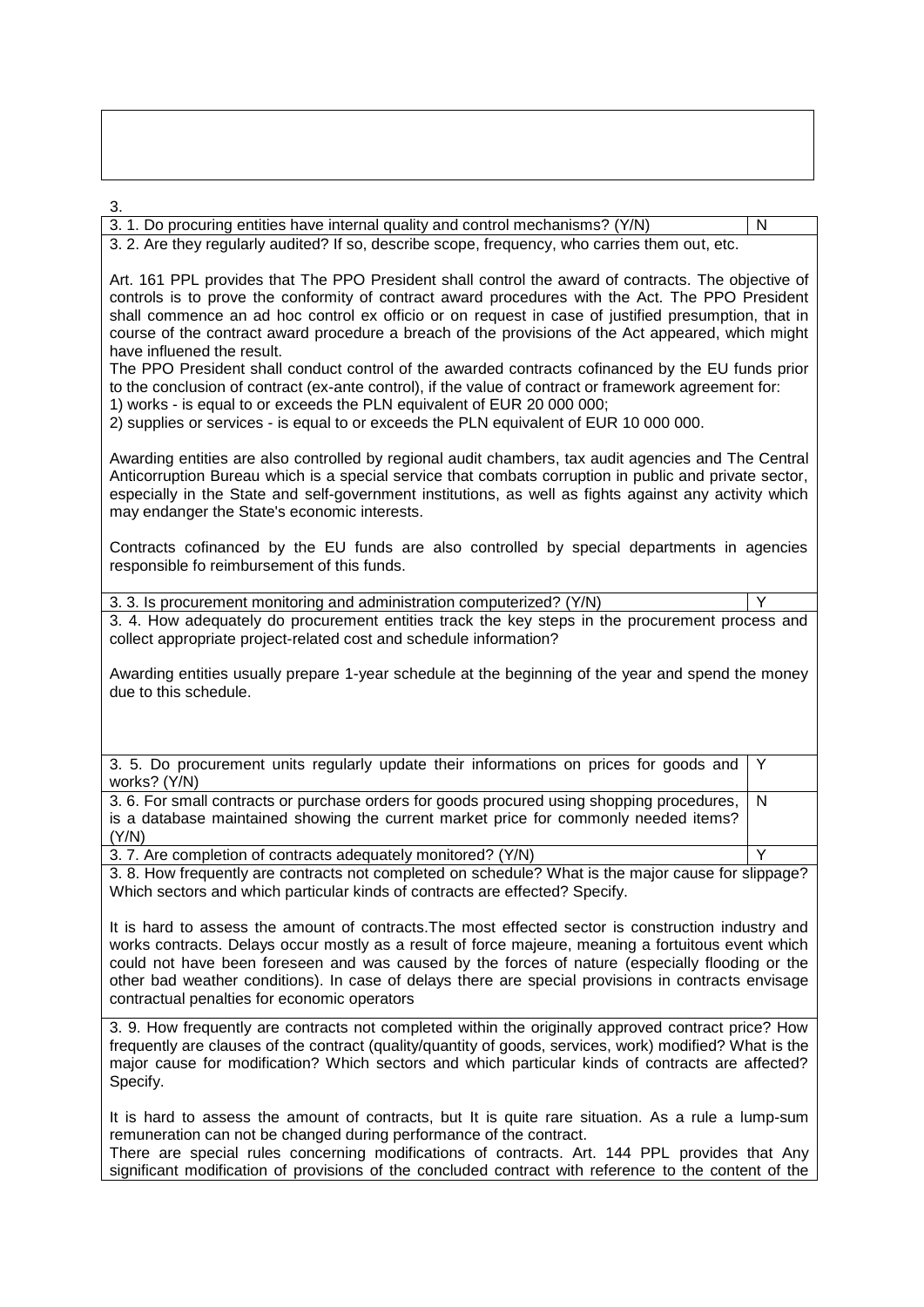3.

| 3. 1. Do procuring entities have internal quality and control mechanisms? (Y/N) | N |
|---|---|
| 3. 2. Are they regularly audited? If so, describe scope, frequency, who carries them out, etc.<br><br>Art. 161 PPL provides that The PPO President shall control the award of contracts. The objective of controls is to prove the conformity of contract award procedures with the Act. The PPO President shall commence an ad hoc control ex officio or on request in case of justified presumption, that in course of the contract award procedure a breach of the provisions of the Act appeared, which might have influened the result.<br>The PPO President shall conduct control of the awarded contracts cofinanced by the EU funds prior to the conclusion of contract (ex-ante control), if the value of contract or framework agreement for:<br>1) works - is equal to or exceeds the PLN equivalent of EUR 20 000 000;<br>2) supplies or services - is equal to or exceeds the PLN equivalent of EUR 10 000 000.<br><br>Awarding entities are also controlled by regional audit chambers, tax audit agencies and The Central Anticorruption Bureau which is a special service that combats corruption in public and private sector, especially in the State and self-government institutions, as well as fights against any activity which may endanger the State's economic interests.<br><br>Contracts cofinanced by the EU funds are also controlled by special departments in agencies responsible fo reimbursement of this funds. | |
| 3. 3. Is procurement monitoring and administration computerized? (Y/N) | Y |
| 3. 4. How adequately do procurement entities track the key steps in the procurement process and collect appropriate project-related cost and schedule information?<br><br>Awarding entities usually prepare 1-year schedule at the beginning of the year and spend the money due to this schedule. | |
| 3. 5. Do procurement units regularly update their informations on prices for goods and works? (Y/N) | Y |
| 3. 6. For small contracts or purchase orders for goods procured using shopping procedures, is a database maintained showing the current market price for commonly needed items? (Y/N) | N |
| 3. 7. Are completion of contracts adequately monitored? (Y/N) | Y |
| 3. 8. How frequently are contracts not completed on schedule? What is the major cause for slippage? Which sectors and which particular kinds of contracts are effected? Specify.<br><br>It is hard to assess the amount of contracts.The most effected sector is construction industry and works contracts. Delays occur mostly as a result of force majeure, meaning a fortuitous event which could not have been foreseen and was caused by the forces of nature (especially flooding or the other bad weather conditions). In case of delays there are special provisions in contracts envisage contractual penalties for economic operators | |
| 3. 9. How frequently are contracts not completed within the originally approved contract price? How frequently are clauses of the contract (quality/quantity of goods, services, work) modified? What is the major cause for modification? Which sectors and which particular kinds of contracts are affected? Specify.<br><br>It is hard to assess the amount of contracts, but It is quite rare situation. As a rule a lump-sum remuneration can not be changed during performance of the contract.<br>There are special rules concerning modifications of contracts. Art. 144 PPL provides that Any significant modification of provisions of the concluded contract with reference to the content of the | |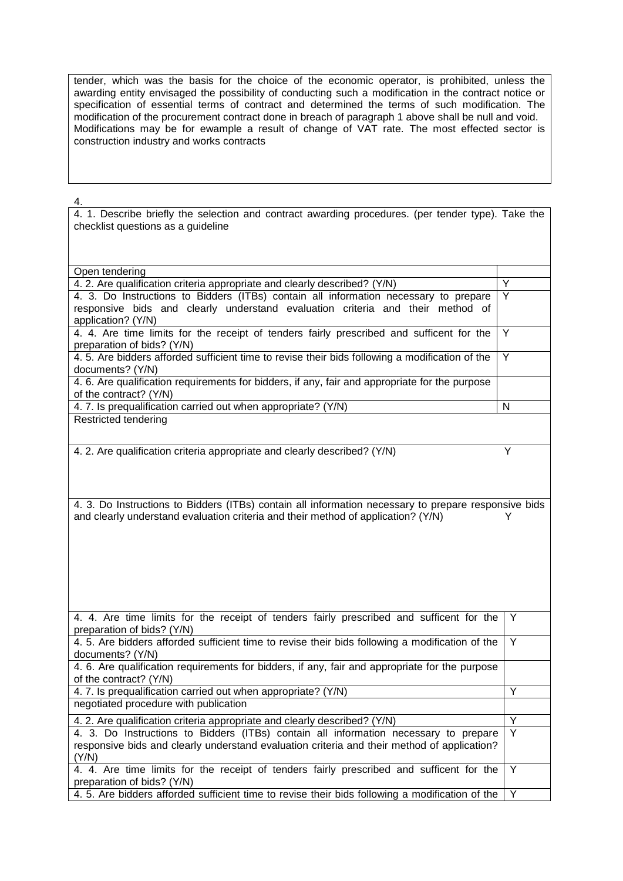tender, which was the basis for the choice of the economic operator, is prohibited, unless the awarding entity envisaged the possibility of conducting such a modification in the contract notice or specification of essential terms of contract and determined the terms of such modification. The modification of the procurement contract done in breach of paragraph 1 above shall be null and void. Modifications may be for ewample a result of change of VAT rate. The most effected sector is construction industry and works contracts

4.

| 4. 1. Describe briefly the selection and contract awarding procedures. (per tender type). Take the checklist questions as a guideline | |
|---|---|
| Open tendering | |
| 4. 2. Are qualification criteria appropriate and clearly described? (Y/N) | Y |
| 4. 3. Do Instructions to Bidders (ITBs) contain all information necessary to prepare responsive bids and clearly understand evaluation criteria and their method of application? (Y/N) | Y |
| 4. 4. Are time limits for the receipt of tenders fairly prescribed and sufficent for the preparation of bids? (Y/N) | Y |
| 4. 5. Are bidders afforded sufficient time to revise their bids following a modification of the documents? (Y/N) | Y |
| 4. 6. Are qualification requirements for bidders, if any, fair and appropriate for the purpose of the contract? (Y/N) | |
| 4. 7. Is prequalification carried out when appropriate? (Y/N) | N |
| Restricted tendering | |
| 4. 2. Are qualification criteria appropriate and clearly described? (Y/N) | Y |
| 4. 3. Do Instructions to Bidders (ITBs) contain all information necessary to prepare responsive bids and clearly understand evaluation criteria and their method of application? (Y/N) | Y |
| 4. 4. Are time limits for the receipt of tenders fairly prescribed and sufficent for the preparation of bids? (Y/N) | Y |
| 4. 5. Are bidders afforded sufficient time to revise their bids following a modification of the documents? (Y/N) | Y |
| 4. 6. Are qualification requirements for bidders, if any, fair and appropriate for the purpose of the contract? (Y/N) | |
| 4. 7. Is prequalification carried out when appropriate? (Y/N) | Y |
| negotiated procedure with publication | |
| 4. 2. Are qualification criteria appropriate and clearly described? (Y/N) | Y |
| 4. 3. Do Instructions to Bidders (ITBs) contain all information necessary to prepare responsive bids and clearly understand evaluation criteria and their method of application? (Y/N) | Y |
| 4. 4. Are time limits for the receipt of tenders fairly prescribed and sufficent for the preparation of bids? (Y/N) | Y |
| 4. 5. Are bidders afforded sufficient time to revise their bids following a modification of the | Y |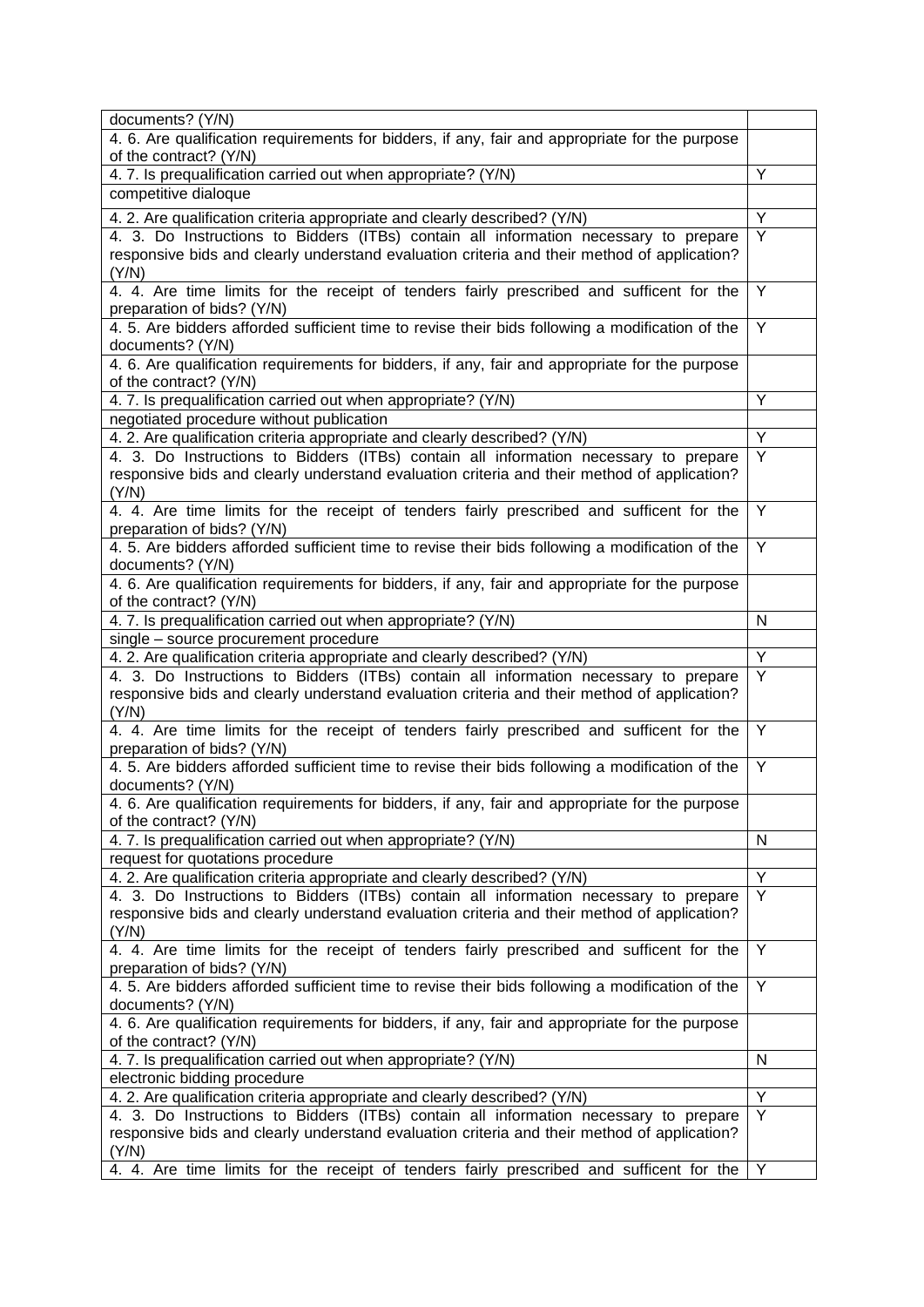| | |
|---|---|
| documents? (Y/N) | |
| 4. 6. Are qualification requirements for bidders, if any, fair and appropriate for the purpose of the contract? (Y/N) | |
| 4. 7. Is prequalification carried out when appropriate? (Y/N) | Y |
| competitive dialoque | |
| 4. 2. Are qualification criteria appropriate and clearly described? (Y/N) | Y |
| 4. 3. Do Instructions to Bidders (ITBs) contain all information necessary to prepare responsive bids and clearly understand evaluation criteria and their method of application? (Y/N) | Y |
| 4. 4. Are time limits for the receipt of tenders fairly prescribed and sufficent for the preparation of bids? (Y/N) | Y |
| 4. 5. Are bidders afforded sufficient time to revise their bids following a modification of the documents? (Y/N) | Y |
| 4. 6. Are qualification requirements for bidders, if any, fair and appropriate for the purpose of the contract? (Y/N) | |
| 4. 7. Is prequalification carried out when appropriate? (Y/N) | Y |
| negotiated procedure without publication | |
| 4. 2. Are qualification criteria appropriate and clearly described? (Y/N) | Y |
| 4. 3. Do Instructions to Bidders (ITBs) contain all information necessary to prepare responsive bids and clearly understand evaluation criteria and their method of application? (Y/N) | Y |
| 4. 4. Are time limits for the receipt of tenders fairly prescribed and sufficent for the preparation of bids? (Y/N) | Y |
| 4. 5. Are bidders afforded sufficient time to revise their bids following a modification of the documents? (Y/N) | Y |
| 4. 6. Are qualification requirements for bidders, if any, fair and appropriate for the purpose of the contract? (Y/N) | |
| 4. 7. Is prequalification carried out when appropriate? (Y/N) | N |
| single – source procurement procedure | |
| 4. 2. Are qualification criteria appropriate and clearly described? (Y/N) | Y |
| 4. 3. Do Instructions to Bidders (ITBs) contain all information necessary to prepare responsive bids and clearly understand evaluation criteria and their method of application? (Y/N) | Y |
| 4. 4. Are time limits for the receipt of tenders fairly prescribed and sufficent for the preparation of bids? (Y/N) | Y |
| 4. 5. Are bidders afforded sufficient time to revise their bids following a modification of the documents? (Y/N) | Y |
| 4. 6. Are qualification requirements for bidders, if any, fair and appropriate for the purpose of the contract? (Y/N) | |
| 4. 7. Is prequalification carried out when appropriate? (Y/N) | N |
| request for quotations procedure | |
| 4. 2. Are qualification criteria appropriate and clearly described? (Y/N) | Y |
| 4. 3. Do Instructions to Bidders (ITBs) contain all information necessary to prepare responsive bids and clearly understand evaluation criteria and their method of application? (Y/N) | Y |
| 4. 4. Are time limits for the receipt of tenders fairly prescribed and sufficent for the preparation of bids? (Y/N) | Y |
| 4. 5. Are bidders afforded sufficient time to revise their bids following a modification of the documents? (Y/N) | Y |
| 4. 6. Are qualification requirements for bidders, if any, fair and appropriate for the purpose of the contract? (Y/N) | |
| 4. 7. Is prequalification carried out when appropriate? (Y/N) | N |
| electronic bidding procedure | |
| 4. 2. Are qualification criteria appropriate and clearly described? (Y/N) | Y |
| 4. 3. Do Instructions to Bidders (ITBs) contain all information necessary to prepare responsive bids and clearly understand evaluation criteria and their method of application? (Y/N) | Y |
| 4. 4. Are time limits for the receipt of tenders fairly prescribed and sufficent for the | Y |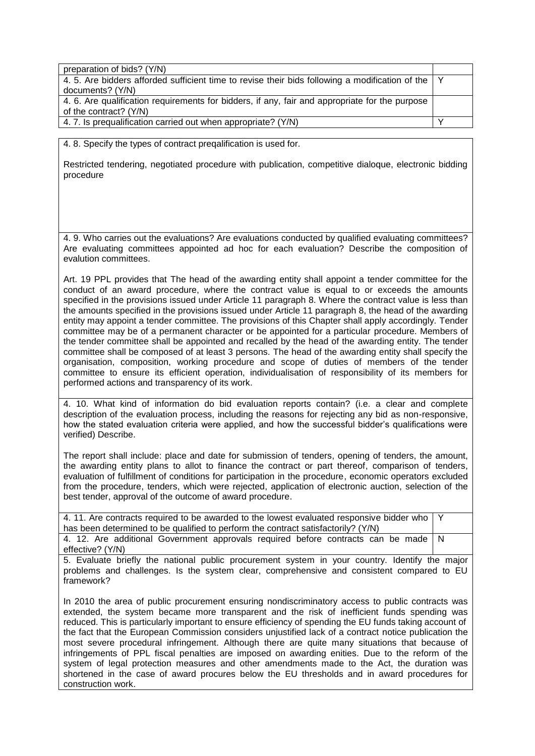| | |
|---|---|
| preparation of bids? (Y/N) | Y |
| 4. 5. Are bidders afforded sufficient time to revise their bids following a modification of the documents? (Y/N) | Y |
| 4. 6. Are qualification requirements for bidders, if any, fair and appropriate for the purpose of the contract? (Y/N) | |
| 4. 7. Is prequalification carried out when appropriate? (Y/N) | Y |

4. 8. Specify the types of contract preqalification is used for.

Restricted tendering, negotiated procedure with publication, competitive dialoque, electronic bidding procedure

4. 9. Who carries out the evaluations? Are evaluations conducted by qualified evaluating committees? Are evaluating committees appointed ad hoc for each evaluation? Describe the composition of evalution committees.

Art. 19 PPL provides that The head of the awarding entity shall appoint a tender committee for the conduct of an award procedure, where the contract value is equal to or exceeds the amounts specified in the provisions issued under Article 11 paragraph 8. Where the contract value is less than the amounts specified in the provisions issued under Article 11 paragraph 8, the head of the awarding entity may appoint a tender committee. The provisions of this Chapter shall apply accordingly. Tender committee may be of a permanent character or be appointed for a particular procedure. Members of the tender committee shall be appointed and recalled by the head of the awarding entity. The tender committee shall be composed of at least 3 persons. The head of the awarding entity shall specify the organisation, composition, working procedure and scope of duties of members of the tender committee to ensure its efficient operation, individualisation of responsibility of its members for performed actions and transparency of its work.

4. 10. What kind of information do bid evaluation reports contain? (i.e. a clear and complete description of the evaluation process, including the reasons for rejecting any bid as non-responsive, how the stated evaluation criteria were applied, and how the successful bidder's qualifications were verified) Describe.

The report shall include: place and date for submission of tenders, opening of tenders, the amount, the awarding entity plans to allot to finance the contract or part thereof, comparison of tenders, evaluation of fulfillment of conditions for participation in the procedure, economic operators excluded from the procedure, tenders, which were rejected, application of electronic auction, selection of the best tender, approval of the outcome of award procedure.

| | |
|---|---|
| 4. 11. Are contracts required to be awarded to the lowest evaluated responsive bidder who has been determined to be qualified to perform the contract satisfactorily? (Y/N) | Y |
| 4. 12. Are additional Government approvals required before contracts can be made effective? (Y/N) | N |

5. Evaluate briefly the national public procurement system in your country. Identify the major problems and challenges. Is the system clear, comprehensive and consistent compared to EU framework?

In 2010 the area of public procurement ensuring nondiscriminatory access to public contracts was extended, the system became more transparent and the risk of inefficient funds spending was reduced. This is particularly important to ensure efficiency of spending the EU funds taking account of the fact that the European Commission considers unjustified lack of a contract notice publication the most severe procedural infringement. Although there are quite many situations that because of infringements of PPL fiscal penalties are imposed on awarding enities. Due to the reform of the system of legal protection measures and other amendments made to the Act, the duration was shortened in the case of award procures below the EU thresholds and in award procedures for construction work.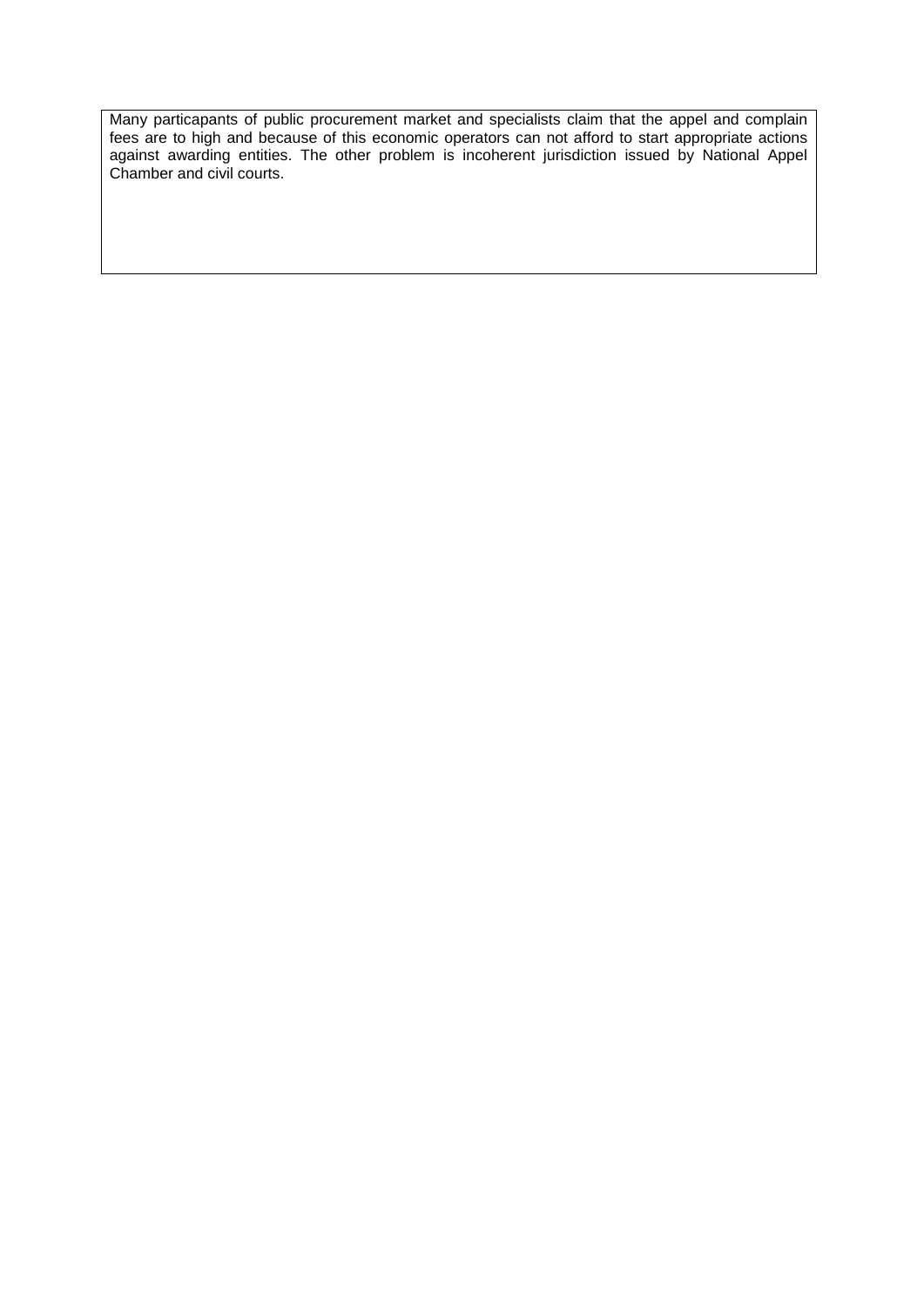Many particapants of public procurement market and specialists claim that the appel and complain fees are to high and because of this economic operators can not afford to start appropriate actions against awarding entities. The other problem is incoherent jurisdiction issued by National Appel Chamber and civil courts.